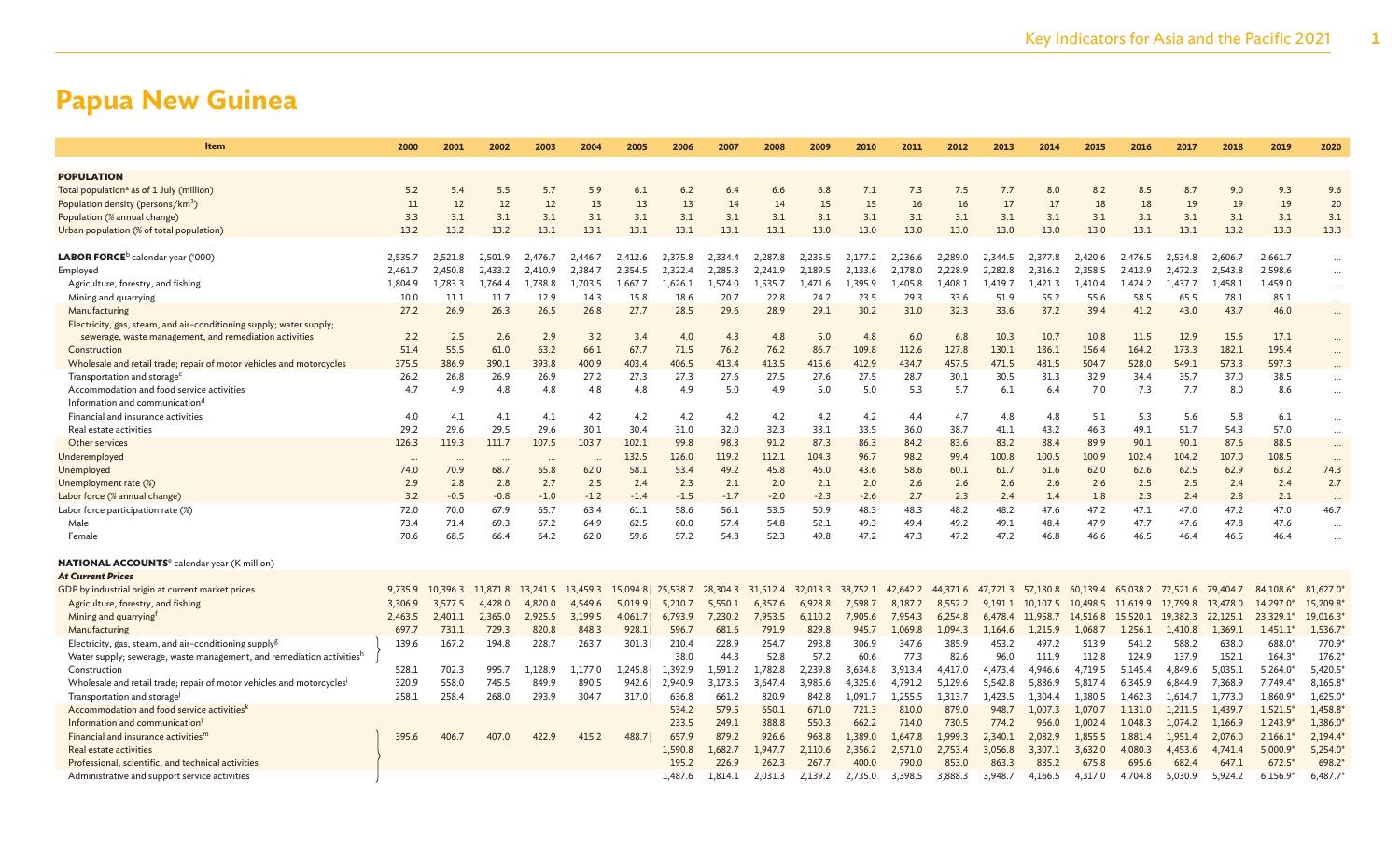# Papua New Guinea

| Item | 2000 | 2001 | 2002 | 2003 | 2004 | 2005 | 2006 | 2007 | 2008 | 2009 | 2010 | 2011 | 2012 | 2013 | 2014 | 2015 | 2016 | 2017 | 2018 | 2019 | 2020 |
|---|---|---|---|---|---|---|---|---|---|---|---|---|---|---|---|---|---|---|---|---|---|
| **POPULATION** | | | | | | | | | | | | | | | | | | | | | |
| Total population[a] as of 1 July (million) | 5.2 | 5.4 | 5.5 | 5.7 | 5.9 | 6.1 | 6.2 | 6.4 | 6.6 | 6.8 | 7.1 | 7.3 | 7.5 | 7.7 | 8.0 | 8.2 | 8.5 | 8.7 | 9.0 | 9.3 | 9.6 |
| Population density (persons/km$^2$) | 11 | 12 | 12 | 12 | 13 | 13 | 13 | 14 | 14 | 15 | 15 | 16 | 16 | 17 | 17 | 18 | 18 | 19 | 19 | 19 | 20 |
| Population (% annual change) | 3.3 | 3.1 | 3.1 | 3.1 | 3.1 | 3.1 | 3.1 | 3.1 | 3.1 | 3.1 | 3.1 | 3.1 | 3.1 | 3.1 | 3.1 | 3.1 | 3.1 | 3.1 | 3.1 | 3.1 | 3.1 |
| Urban population (% of total population) | 13.2 | 13.2 | 13.2 | 13.1 | 13.1 | 13.1 | 13.1 | 13.1 | 13.1 | 13.0 | 13.0 | 13.0 | 13.0 | 13.0 | 13.0 | 13.0 | 13.1 | 13.1 | 13.2 | 13.3 | 13.3 |
| **LABOR FORCE**[b] calendar year ('000) | 2,535.7 | 2,521.8 | 2,501.9 | 2,476.7 | 2,446.7 | 2,412.6 | 2,375.8 | 2,334.4 | 2,287.8 | 2,235.5 | 2,177.2 | 2,236.6 | 2,289.0 | 2,344.5 | 2,377.8 | 2,420.6 | 2,476.5 | 2,534.8 | 2,606.7 | 2,661.7 | ... |
| Employed | 2,461.7 | 2,450.8 | 2,433.2 | 2,410.9 | 2,384.7 | 2,354.5 | 2,322.4 | 2,285.3 | 2,241.9 | 2,189.5 | 2,133.6 | 2,178.0 | 2,228.9 | 2,282.8 | 2,316.2 | 2,358.5 | 2,413.9 | 2,472.3 | 2,543.8 | 2,598.6 | ... |
| Agriculture, forestry, and fishing | 1,804.9 | 1,783.3 | 1,764.4 | 1,738.8 | 1,703.5 | 1,667.7 | 1,626.1 | 1,574.0 | 1,535.7 | 1,471.6 | 1,395.9 | 1,405.8 | 1,408.1 | 1,419.7 | 1,421.3 | 1,410.4 | 1,424.2 | 1,437.7 | 1,458.1 | 1,459.0 | ... |
| Mining and quarrying | 10.0 | 11.1 | 11.7 | 12.9 | 14.3 | 15.8 | 18.6 | 20.7 | 22.8 | 24.2 | 23.5 | 29.3 | 33.6 | 51.9 | 55.2 | 55.6 | 58.5 | 65.5 | 78.1 | 85.1 | ... |
| Manufacturing | 27.2 | 26.9 | 26.3 | 26.5 | 26.8 | 27.7 | 28.5 | 29.6 | 28.9 | 29.1 | 30.2 | 31.0 | 32.3 | 33.6 | 37.2 | 39.4 | 41.2 | 43.0 | 43.7 | 46.0 | ... |
| Electricity, gas, steam, and air-conditioning supply; water supply; sewerage, waste management, and remediation activities | 2.2 | 2.5 | 2.6 | 2.9 | 3.2 | 3.4 | 4.0 | 4.3 | 4.8 | 5.0 | 4.8 | 6.0 | 6.8 | 10.3 | 10.7 | 10.8 | 11.5 | 12.9 | 15.6 | 17.1 | ... |
| Construction | 51.4 | 55.5 | 61.0 | 63.2 | 66.1 | 67.7 | 71.5 | 76.2 | 76.2 | 86.7 | 109.8 | 112.6 | 127.8 | 130.1 | 136.1 | 156.4 | 164.2 | 173.3 | 182.1 | 195.4 | ... |
| Wholesale and retail trade; repair of motor vehicles and motorcycles | 375.5 | 386.9 | 390.1 | 393.8 | 400.9 | 403.4 | 406.5 | 413.4 | 413.5 | 415.6 | 412.9 | 434.7 | 457.5 | 471.5 | 481.5 | 504.7 | 528.0 | 549.1 | 573.3 | 597.3 | ... |
| Transportation and storage[c] | 26.2 | 26.8 | 26.9 | 26.9 | 27.2 | 27.3 | 27.3 | 27.6 | 27.5 | 27.6 | 27.5 | 28.7 | 30.1 | 30.5 | 31.3 | 32.9 | 34.4 | 35.7 | 37.0 | 38.5 | ... |
| Accommodation and food service activities | 4.7 | 4.9 | 4.8 | 4.8 | 4.8 | 4.8 | 4.9 | 5.0 | 4.9 | 5.0 | 5.0 | 5.3 | 5.7 | 6.1 | 6.4 | 7.0 | 7.3 | 7.7 | 8.0 | 8.6 | ... |
| Information and communication[d] | | | | | | | | | | | | | | | | | | | | | |
| Financial and insurance activities | 4.0 | 4.1 | 4.1 | 4.1 | 4.2 | 4.2 | 4.2 | 4.2 | 4.2 | 4.2 | 4.2 | 4.4 | 4.7 | 4.8 | 4.8 | 5.1 | 5.3 | 5.6 | 5.8 | 6.1 | ... |
| Real estate activities | 29.2 | 29.6 | 29.5 | 29.6 | 30.1 | 30.4 | 31.0 | 32.0 | 32.3 | 33.1 | 33.5 | 36.0 | 38.7 | 41.1 | 43.2 | 46.3 | 49.1 | 51.7 | 54.3 | 57.0 | ... |
| Other services | 126.3 | 119.3 | 111.7 | 107.5 | 103.7 | 102.1 | 99.8 | 98.3 | 91.2 | 87.3 | 86.3 | 84.2 | 83.6 | 83.2 | 88.4 | 89.9 | 90.1 | 90.1 | 87.6 | 88.5 | ... |
| Underemployed | ... | ... | ... | ... | ... | 132.5 | 126.0 | 119.2 | 112.1 | 104.3 | 96.7 | 98.2 | 99.4 | 100.8 | 100.5 | 100.9 | 102.4 | 104.2 | 107.0 | 108.5 | ... |
| Unemployed | 74.0 | 70.9 | 68.7 | 65.8 | 62.0 | 58.1 | 53.4 | 49.2 | 45.8 | 46.0 | 43.6 | 58.6 | 60.1 | 61.7 | 61.6 | 62.0 | 62.6 | 62.5 | 62.9 | 63.2 | 74.3 |
| Unemployment rate (%) | 2.9 | 2.8 | 2.8 | 2.7 | 2.5 | 2.4 | 2.3 | 2.1 | 2.0 | 2.1 | 2.0 | 2.6 | 2.6 | 2.6 | 2.6 | 2.6 | 2.5 | 2.5 | 2.4 | 2.4 | 2.7 |
| Labor force (% annual change) | 3.2 | -0.5 | -0.8 | -1.0 | -1.2 | -1.4 | -1.5 | -1.7 | -2.0 | -2.3 | -2.6 | 2.7 | 2.3 | 2.4 | 1.4 | 1.8 | 2.3 | 2.4 | 2.8 | 2.1 | ... |
| Labor force participation rate (%) | 72.0 | 70.0 | 67.9 | 65.7 | 63.4 | 61.1 | 58.6 | 56.1 | 53.5 | 50.9 | 48.3 | 48.3 | 48.2 | 48.2 | 47.6 | 47.2 | 47.1 | 47.0 | 47.2 | 47.0 | 46.7 |
| Male | 73.4 | 71.4 | 69.3 | 67.2 | 64.9 | 62.5 | 60.0 | 57.4 | 54.8 | 52.1 | 49.3 | 49.4 | 49.2 | 49.1 | 48.4 | 47.9 | 47.7 | 47.6 | 47.8 | 47.6 | ... |
| Female | 70.6 | 68.5 | 66.4 | 64.2 | 62.0 | 59.6 | 57.2 | 54.8 | 52.3 | 49.8 | 47.2 | 47.3 | 47.2 | 47.2 | 46.8 | 46.6 | 46.5 | 46.4 | 46.5 | 46.4 | ... |
| **NATIONAL ACCOUNTS**[e] calendar year (K million) | | | | | | | | | | | | | | | | | | | | | |
| ***At Current Prices*** | | | | | | | | | | | | | | | | | | | | | |
| GDP by industrial origin at current market prices | 9,735.9 | 10,396.3 | 11,871.8 | 13,241.5 | 13,459.3 | 15,094.8 \| | 25,538.7 | 28,304.3 | 31,512.4 | 32,013.3 | 38,752.1 | 42,642.2 | 44,371.6 | 47,721.3 | 57,130.8 | 60,139.4 | 65,038.2 | 72,521.6 | 79,404.7 | 84,108.6* | 81,627.0* |
| Agriculture, forestry, and fishing | 3,306.9 | 3,577.5 | 4,428.0 | 4,820.0 | 4,549.6 | 5,019.9 \| | 5,210.7 | 5,550.1 | 6,357.6 | 6,928.8 | 7,598.7 | 8,187.2 | 8,552.2 | 9,191.1 | 10,107.5 | 10,498.5 | 11,619.9 | 12,799.8 | 13,478.0 | 14,297.0* | 15,209.8* |
| Mining and quarrying[f] | 2,463.5 | 2,401.1 | 2,365.0 | 2,925.5 | 3,199.5 | 4,061.7 \| | 6,793.9 | 7,230.2 | 7,953.5 | 6,110.2 | 7,905.6 | 7,954.3 | 6,254.8 | 6,478.4 | 11,958.7 | 14,516.8 | 15,520.1 | 19,382.3 | 22,125.1 | 23,329.1* | 19,016.3* |
| Manufacturing | 697.7 | 731.1 | 729.3 | 820.8 | 848.3 | 928.1 \| | 596.7 | 681.6 | 791.9 | 829.8 | 945.7 | 1,069.8 | 1,094.3 | 1,164.6 | 1,215.9 | 1,068.7 | 1,256.1 | 1,410.8 | 1,369.1 | 1,451.1* | 1,536.7* |
| Electricity, gas, steam, and air-conditioning supply[g] | 139.6 | 167.2 | 194.8 | 228.7 | 263.7 | 301.3 \| | 210.4 | 228.9 | 254.7 | 293.8 | 306.9 | 347.6 | 385.9 | 453.2 | 497.2 | 513.9 | 541.2 | 588.2 | 638.0 | 688.0* | 770.9* |
| Water supply; sewerage, waste management, and remediation activities[h] | | | | | | | 38.0 | 44.3 | 52.8 | 57.2 | 60.6 | 77.3 | 82.6 | 96.0 | 111.9 | 112.8 | 124.9 | 137.9 | 152.1 | 164.3* | 176.2* |
| Construction | 528.1 | 702.3 | 995.7 | 1,128.9 | 1,177.0 | 1,245.8 \| | 1,392.9 | 1,591.2 | 1,782.8 | 2,239.8 | 3,634.8 | 3,913.4 | 4,417.0 | 4,473.4 | 4,946.6 | 4,719.5 | 5,145.4 | 4,849.6 | 5,035.1 | 5,264.0* | 5,420.5* |
| Wholesale and retail trade; repair of motor vehicles and motorcycles[i] | 320.9 | 558.0 | 745.5 | 849.9 | 890.5 | 942.6 \| | 2,940.9 | 3,173.5 | 3,647.4 | 3,985.6 | 4,325.6 | 4,791.2 | 5,129.6 | 5,542.8 | 5,886.9 | 5,817.4 | 6,345.9 | 6,844.9 | 7,368.9 | 7,749.4* | 8,165.8* |
| Transportation and storage[j] | 258.1 | 258.4 | 268.0 | 293.9 | 304.7 | 317.0 \| | 636.8 | 661.2 | 820.9 | 842.8 | 1,091.7 | 1,255.5 | 1,313.7 | 1,423.5 | 1,304.4 | 1,380.5 | 1,462.3 | 1,614.7 | 1,773.0 | 1,860.9* | 1,625.0* |
| Accommodation and food service activities[k] | | | | | | | 534.2 | 579.5 | 650.1 | 671.0 | 721.3 | 810.0 | 879.0 | 948.7 | 1,007.3 | 1,070.7 | 1,131.0 | 1,211.5 | 1,439.7 | 1,521.5* | 1,458.8* |
| Information and communication[l] | | | | | | | 233.5 | 249.1 | 388.8 | 550.3 | 662.2 | 714.0 | 730.5 | 774.2 | 966.0 | 1,002.4 | 1,048.3 | 1,074.2 | 1,166.9 | 1,243.9* | 1,386.0* |
| Financial and insurance activities[m] | 395.6 | 406.7 | 407.0 | 422.9 | 415.2 | 488.7 \| | 657.9 | 879.2 | 926.6 | 968.8 | 1,389.0 | 1,647.8 | 1,999.3 | 2,340.1 | 2,082.9 | 1,855.5 | 1,881.4 | 1,951.4 | 2,076.0 | 2,166.1* | 2,194.4* |
| Real estate activities | | | | | | | 1,590.8 | 1,682.7 | 1,947.7 | 2,110.6 | 2,356.2 | 2,571.0 | 2,753.4 | 3,056.8 | 3,307.1 | 3,632.0 | 4,080.3 | 4,453.6 | 4,741.4 | 5,000.9* | 5,254.0* |
| Professional, scientific, and technical activities | | | | | | | 195.2 | 226.9 | 262.3 | 267.7 | 400.0 | 790.0 | 853.0 | 863.3 | 835.2 | 675.8 | 695.6 | 682.4 | 647.1 | 672.5* | 698.2* |
| Administrative and support service activities | | | | | | | 1,487.6 | 1,814.1 | 2,031.3 | 2,139.2 | 2,735.0 | 3,398.5 | 3,888.3 | 3,948.7 | 4,166.5 | 4,317.0 | 4,704.8 | 5,030.9 | 5,924.2 | 6,156.9* | 6,487.7* |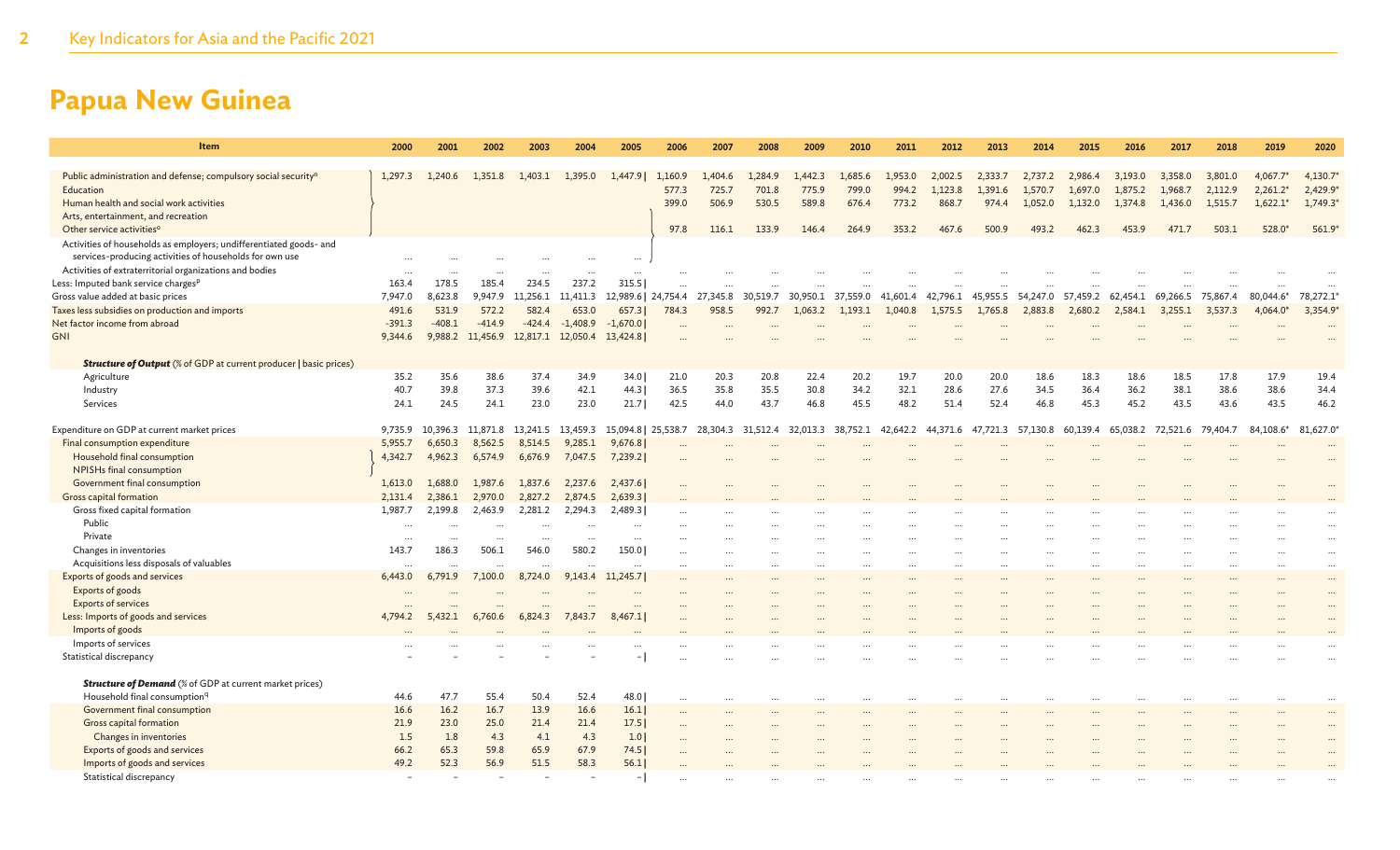# Papua New Guinea

| Item | 2000 | 2001 | 2002 | 2003 | 2004 | 2005 | 2006 | 2007 | 2008 | 2009 | 2010 | 2011 | 2012 | 2013 | 2014 | 2015 | 2016 | 2017 | 2018 | 2019 | 2020 |
|---|---|---|---|---|---|---|---|---|---|---|---|---|---|---|---|---|---|---|---|---|---|
| Public administration and defense; compulsory social security[n] | 1,297.3 | 1,240.6 | 1,351.8 | 1,403.1 | 1,395.0 | 1,447.9 | 1,160.9 | 1,404.6 | 1,284.9 | 1,442.3 | 1,685.6 | 1,953.0 | 2,002.5 | 2,333.7 | 2,737.2 | 2,986.4 | 3,193.0 | 3,358.0 | 3,801.0 | 4,067.7* | 4,130.7* |
| Education | | | | | | | 577.3 | 725.7 | 701.8 | 775.9 | 799.0 | 994.2 | 1,123.8 | 1,391.6 | 1,570.7 | 1,697.0 | 1,875.2 | 1,968.7 | 2,112.9 | 2,261.2* | 2,429.9* |
| Human health and social work activities | | | | | | | 399.0 | 506.9 | 530.5 | 589.8 | 676.4 | 773.2 | 868.7 | 974.4 | 1,052.0 | 1,132.0 | 1,374.8 | 1,436.0 | 1,515.7 | 1,622.1* | 1,749.3* |
| Arts, entertainment, and recreation | | | | | | | | | | | | | | | | | | | | | |
| Other service activities[o] | | | | | | | 97.8 | 116.1 | 133.9 | 146.4 | 264.9 | 353.2 | 467.6 | 500.9 | 493.2 | 462.3 | 453.9 | 471.7 | 503.1 | 528.0* | 561.9* |
| Activities of households as employers; undifferentiated goods- and services-producing activities of households for own use | ... | ... | ... | ... | ... | ... | | | | | | | | | | | | | | | |
| Activities of extraterritorial organizations and bodies | ... | ... | ... | ... | ... | ... | ... | ... | ... | ... | ... | ... | ... | ... | ... | ... | ... | ... | ... | ... | ... |
| Less: Imputed bank service charges[p] | 163.4 | 178.5 | 185.4 | 234.5 | 237.2 | 315.5 | ... | ... | ... | ... | ... | ... | ... | ... | ... | ... | ... | ... | ... | ... | ... |
| Gross value added at basic prices | 7,947.0 | 8,623.8 | 9,947.9 | 11,256.1 | 11,411.3 | 12,989.6 | 24,754.4 | 27,345.8 | 30,519.7 | 30,950.1 | 37,559.0 | 41,601.4 | 42,796.1 | 45,955.5 | 54,247.0 | 57,459.2 | 62,454.1 | 69,266.5 | 75,867.4 | 80,044.6* | 78,272.1* |
| Taxes less subsidies on production and imports | 491.6 | 531.9 | 572.2 | 582.4 | 653.0 | 657.3 | 784.3 | 958.5 | 992.7 | 1,063.2 | 1,193.1 | 1,040.8 | 1,575.5 | 1,765.8 | 2,883.8 | 2,680.2 | 2,584.1 | 3,255.1 | 3,537.3 | 4,064.0* | 3,354.9* |
| Net factor income from abroad | -391.3 | -408.1 | -414.9 | -424.4 | -1,408.9 | -1,670.0 | ... | ... | ... | ... | ... | ... | ... | ... | ... | ... | ... | ... | ... | ... | ... |
| GNI | 9,344.6 | 9,988.2 | 11,456.9 | 12,817.1 | 12,050.4 | 13,424.8 | ... | ... | ... | ... | ... | ... | ... | ... | ... | ... | ... | ... | ... | ... | ... |
| ***Structure of Output*** (% of GDP at current producer \| basic prices) | | | | | | | | | | | | | | | | | | | | | |
| Agriculture | 35.2 | 35.6 | 38.6 | 37.4 | 34.9 | 34.0 | 21.0 | 20.3 | 20.8 | 22.4 | 20.2 | 19.7 | 20.0 | 20.0 | 18.6 | 18.3 | 18.6 | 18.5 | 17.8 | 17.9 | 19.4 |
| Industry | 40.7 | 39.8 | 37.3 | 39.6 | 42.1 | 44.3 | 36.5 | 35.8 | 35.5 | 30.8 | 34.2 | 32.1 | 28.6 | 27.6 | 34.5 | 36.4 | 36.2 | 38.1 | 38.6 | 38.6 | 34.4 |
| Services | 24.1 | 24.5 | 24.1 | 23.0 | 23.0 | 21.7 | 42.5 | 44.0 | 43.7 | 46.8 | 45.5 | 48.2 | 51.4 | 52.4 | 46.8 | 45.3 | 45.2 | 43.5 | 43.6 | 43.5 | 46.2 |
| Expenditure on GDP at current market prices | 9,735.9 | 10,396.3 | 11,871.8 | 13,241.5 | 13,459.3 | 15,094.8 | 25,538.7 | 28,304.3 | 31,512.4 | 32,013.3 | 38,752.1 | 42,642.2 | 44,371.6 | 47,721.3 | 57,130.8 | 60,139.4 | 65,038.2 | 72,521.6 | 79,404.7 | 84,108.6* | 81,627.0* |
| Final consumption expenditure | 5,955.7 | 6,650.3 | 8,562.5 | 8,514.5 | 9,285.1 | 9,676.8 | ... | ... | ... | ... | ... | ... | ... | ... | ... | ... | ... | ... | ... | ... | ... |
| Household final consumption | 4,342.7 | 4,962.3 | 6,574.9 | 6,676.9 | 7,047.5 | 7,239.2 | ... | ... | ... | ... | ... | ... | ... | ... | ... | ... | ... | ... | ... | ... | ... |
| NPISHs final consumption | | | | | | | | | | | | | | | | | | | | | |
| Government final consumption | 1,613.0 | 1,688.0 | 1,987.6 | 1,837.6 | 2,237.6 | 2,437.6 | ... | ... | ... | ... | ... | ... | ... | ... | ... | ... | ... | ... | ... | ... | ... |
| Gross capital formation | 2,131.4 | 2,386.1 | 2,970.0 | 2,827.2 | 2,874.5 | 2,639.3 | ... | ... | ... | ... | ... | ... | ... | ... | ... | ... | ... | ... | ... | ... | ... |
| Gross fixed capital formation | 1,987.7 | 2,199.8 | 2,463.9 | 2,281.2 | 2,294.3 | 2,489.3 | ... | ... | ... | ... | ... | ... | ... | ... | ... | ... | ... | ... | ... | ... | ... |
| Public | ... | ... | ... | ... | ... | ... | ... | ... | ... | ... | ... | ... | ... | ... | ... | ... | ... | ... | ... | ... | ... |
| Private | ... | ... | ... | ... | ... | ... | ... | ... | ... | ... | ... | ... | ... | ... | ... | ... | ... | ... | ... | ... | ... |
| Changes in inventories | 143.7 | 186.3 | 506.1 | 546.0 | 580.2 | 150.0 | ... | ... | ... | ... | ... | ... | ... | ... | ... | ... | ... | ... | ... | ... | ... |
| Acquisitions less disposals of valuables | ... | ... | ... | ... | ... | ... | ... | ... | ... | ... | ... | ... | ... | ... | ... | ... | ... | ... | ... | ... | ... |
| Exports of goods and services | 6,443.0 | 6,791.9 | 7,100.0 | 8,724.0 | 9,143.4 | 11,245.7 | ... | ... | ... | ... | ... | ... | ... | ... | ... | ... | ... | ... | ... | ... | ... |
| Exports of goods | ... | ... | ... | ... | ... | ... | ... | ... | ... | ... | ... | ... | ... | ... | ... | ... | ... | ... | ... | ... | ... |
| Exports of services | ... | ... | ... | ... | ... | ... | ... | ... | ... | ... | ... | ... | ... | ... | ... | ... | ... | ... | ... | ... | ... |
| Less: Imports of goods and services | 4,794.2 | 5,432.1 | 6,760.6 | 6,824.3 | 7,843.7 | 8,467.1 | ... | ... | ... | ... | ... | ... | ... | ... | ... | ... | ... | ... | ... | ... | ... |
| Imports of goods | ... | ... | ... | ... | ... | ... | ... | ... | ... | ... | ... | ... | ... | ... | ... | ... | ... | ... | ... | ... | ... |
| Imports of services | ... | ... | ... | ... | ... | ... | ... | ... | ... | ... | ... | ... | ... | ... | ... | ... | ... | ... | ... | ... | ... |
| Statistical discrepancy | – | – | – | – | – | – | ... | ... | ... | ... | ... | ... | ... | ... | ... | ... | ... | ... | ... | ... | ... |
| ***Structure of Demand*** (% of GDP at current market prices) | | | | | | | | | | | | | | | | | | | | | |
| Household final consumption[q] | 44.6 | 47.7 | 55.4 | 50.4 | 52.4 | 48.0 | ... | ... | ... | ... | ... | ... | ... | ... | ... | ... | ... | ... | ... | ... | ... |
| Government final consumption | 16.6 | 16.2 | 16.7 | 13.9 | 16.6 | 16.1 | ... | ... | ... | ... | ... | ... | ... | ... | ... | ... | ... | ... | ... | ... | ... |
| Gross capital formation | 21.9 | 23.0 | 25.0 | 21.4 | 21.4 | 17.5 | ... | ... | ... | ... | ... | ... | ... | ... | ... | ... | ... | ... | ... | ... | ... |
| Changes in inventories | 1.5 | 1.8 | 4.3 | 4.1 | 4.3 | 1.0 | ... | ... | ... | ... | ... | ... | ... | ... | ... | ... | ... | ... | ... | ... | ... |
| Exports of goods and services | 66.2 | 65.3 | 59.8 | 65.9 | 67.9 | 74.5 | ... | ... | ... | ... | ... | ... | ... | ... | ... | ... | ... | ... | ... | ... | ... |
| Imports of goods and services | 49.2 | 52.3 | 56.9 | 51.5 | 58.3 | 56.1 | ... | ... | ... | ... | ... | ... | ... | ... | ... | ... | ... | ... | ... | ... | ... |
| Statistical discrepancy | – | – | – | – | – | – | ... | ... | ... | ... | ... | ... | ... | ... | ... | ... | ... | ... | ... | ... | ... |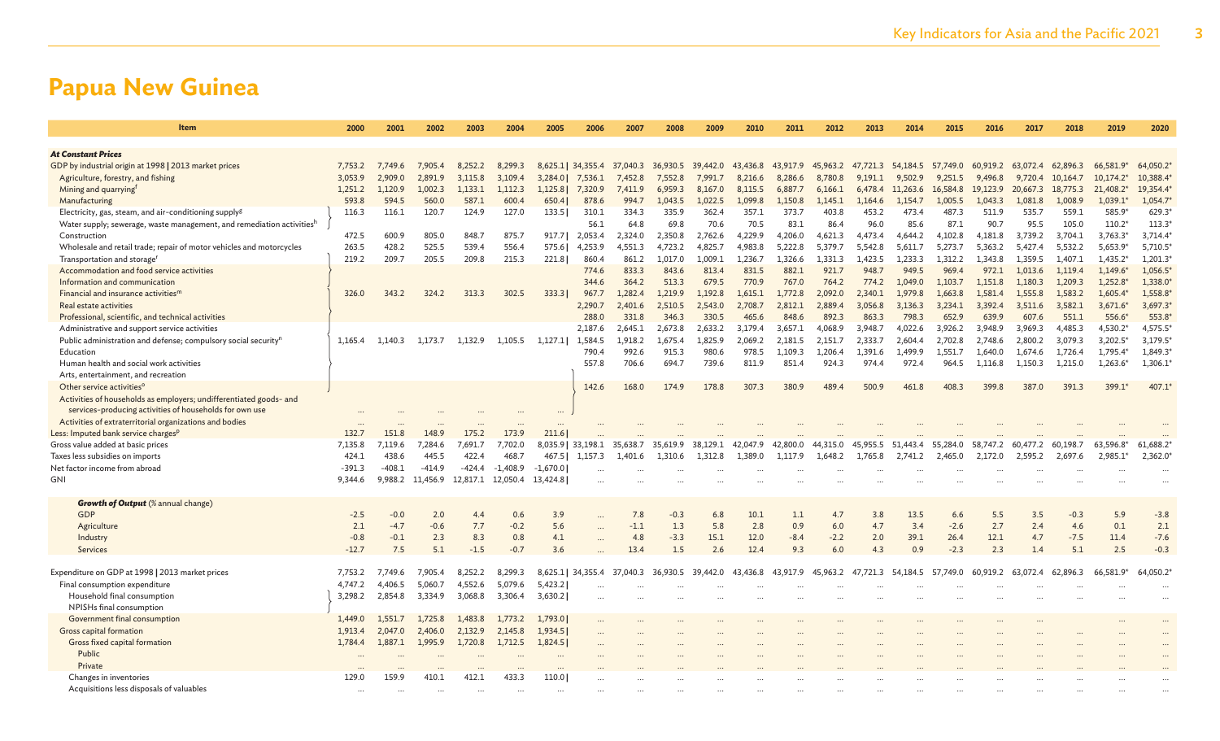# Papua New Guinea

| Item | 2000 | 2001 | 2002 | 2003 | 2004 | 2005 | 2006 | 2007 | 2008 | 2009 | 2010 | 2011 | 2012 | 2013 | 2014 | 2015 | 2016 | 2017 | 2018 | 2019 | 2020 |
|---|---|---|---|---|---|---|---|---|---|---|---|---|---|---|---|---|---|---|---|---|---|
| ***At Constant Prices*** | | | | | | | | | | | | | | | | | | | | | |
| GDP by industrial origin at 1998 \| 2013 market prices | 7,753.2 | 7,749.6 | 7,905.4 | 8,252.2 | 8,299.3 | 8,625.1 | 34,355.4 | 37,040.3 | 36,930.5 | 39,442.0 | 43,436.8 | 43,917.9 | 45,963.2 | 47,721.3 | 54,184.5 | 57,749.0 | 60,919.2 | 63,072.4 | 62,896.3 | 66,581.9* | 64,050.2* |
| Agriculture, forestry, and fishing | 3,053.9 | 2,909.0 | 2,891.9 | 3,115.8 | 3,109.4 | 3,284.0 | 7,536.1 | 7,452.8 | 7,552.8 | 7,991.7 | 8,216.6 | 8,286.6 | 8,780.8 | 9,191.1 | 9,502.9 | 9,251.5 | 9,496.8 | 9,720.4 | 10,164.7 | 10,174.2* | 10,388.4* |
| Mining and quarrying[f] | 1,251.2 | 1,120.9 | 1,002.3 | 1,133.1 | 1,112.3 | 1,125.8 | 7,320.9 | 7,411.9 | 6,959.3 | 8,167.0 | 8,115.5 | 6,887.7 | 6,166.1 | 6,478.4 | 11,263.6 | 16,584.8 | 19,123.9 | 20,667.3 | 18,775.3 | 21,408.2* | 19,354.4* |
| Manufacturing | 593.8 | 594.5 | 560.0 | 587.1 | 600.4 | 650.4 | 878.6 | 994.7 | 1,043.5 | 1,022.5 | 1,099.8 | 1,150.8 | 1,145.1 | 1,164.6 | 1,154.7 | 1,005.5 | 1,043.3 | 1,081.8 | 1,008.9 | 1,039.1* | 1,054.7* |
| Electricity, gas, steam, and air-conditioning supply[g] | 116.3 | 116.1 | 120.7 | 124.9 | 127.0 | 133.5 | 310.1 | 334.3 | 335.9 | 362.4 | 357.1 | 373.7 | 403.8 | 453.2 | 473.4 | 487.3 | 511.9 | 535.7 | 559.1 | 585.9* | 629.3* |
| Water supply; sewerage, waste management, and remediation activities[h] | | | | | | | 56.1 | 64.8 | 69.8 | 70.6 | 70.5 | 83.1 | 86.4 | 96.0 | 85.6 | 87.1 | 90.7 | 95.5 | 105.0 | 110.2* | 113.3* |
| Construction | 472.5 | 600.9 | 805.0 | 848.7 | 875.7 | 917.7 | 2,053.4 | 2,324.0 | 2,350.8 | 2,762.6 | 4,229.9 | 4,206.0 | 4,621.3 | 4,473.4 | 4,644.2 | 4,102.8 | 4,181.8 | 3,739.2 | 3,704.1 | 3,763.3* | 3,714.4* |
| Wholesale and retail trade; repair of motor vehicles and motorcycles | 263.5 | 428.2 | 525.5 | 539.4 | 556.4 | 575.6 | 4,253.9 | 4,551.3 | 4,723.2 | 4,825.7 | 4,983.8 | 5,222.8 | 5,379.7 | 5,542.8 | 5,611.7 | 5,273.7 | 5,363.2 | 5,427.4 | 5,532.2 | 5,653.9* | 5,710.5* |
| Transportation and storage[i] | 219.2 | 209.7 | 205.5 | 209.8 | 215.3 | 221.8 | 860.4 | 861.2 | 1,017.0 | 1,009.1 | 1,236.7 | 1,326.6 | 1,331.3 | 1,423.5 | 1,233.3 | 1,312.2 | 1,343.8 | 1,359.5 | 1,407.1 | 1,435.2* | 1,201.3* |
| Accommodation and food service activities | | | | | | | 774.6 | 833.3 | 843.6 | 813.4 | 831.5 | 882.1 | 921.7 | 948.7 | 949.5 | 969.4 | 972.1 | 1,013.6 | 1,119.4 | 1,149.6* | 1,056.5* |
| Information and communication | | | | | | | 344.6 | 364.2 | 513.3 | 679.5 | 770.9 | 767.0 | 764.2 | 774.2 | 1,049.0 | 1,103.7 | 1,151.8 | 1,180.3 | 1,209.3 | 1,252.8* | 1,338.0* |
| Financial and insurance activities[m] | 326.0 | 343.2 | 324.2 | 313.3 | 302.5 | 333.3 | 967.7 | 1,282.4 | 1,219.9 | 1,192.8 | 1,615.1 | 1,772.8 | 2,092.0 | 2,340.1 | 1,979.8 | 1,663.8 | 1,581.4 | 1,555.8 | 1,583.2 | 1,605.4* | 1,558.8* |
| Real estate activities | | | | | | | 2,290.7 | 2,401.6 | 2,510.5 | 2,543.0 | 2,708.7 | 2,812.1 | 2,889.4 | 3,056.8 | 3,136.3 | 3,234.1 | 3,392.4 | 3,511.6 | 3,582.1 | 3,671.6* | 3,697.3* |
| Professional, scientific, and technical activities | | | | | | | 288.0 | 331.8 | 346.3 | 330.5 | 465.6 | 848.6 | 892.3 | 863.3 | 798.3 | 652.9 | 639.9 | 607.6 | 551.1 | 556.6* | 553.8* |
| Administrative and support service activities | | | | | | | 2,187.6 | 2,645.1 | 2,673.8 | 2,633.2 | 3,179.4 | 3,657.1 | 4,068.9 | 3,948.7 | 4,022.6 | 3,926.2 | 3,948.9 | 3,969.3 | 4,485.3 | 4,530.2* | 4,575.5* |
| Public administration and defense; compulsory social security[n] | 1,165.4 | 1,140.3 | 1,173.7 | 1,132.9 | 1,105.5 | 1,127.1 | 1,584.5 | 1,918.2 | 1,675.4 | 1,825.9 | 2,069.2 | 2,181.5 | 2,151.7 | 2,333.7 | 2,604.4 | 2,702.8 | 2,748.6 | 2,800.2 | 3,079.3 | 3,202.5* | 3,179.5* |
| Education | | | | | | | 790.4 | 992.6 | 915.3 | 980.6 | 978.5 | 1,109.3 | 1,206.4 | 1,391.6 | 1,499.9 | 1,551.7 | 1,640.0 | 1,674.6 | 1,726.4 | 1,795.4* | 1,849.3* |
| Human health and social work activities | | | | | | | 557.8 | 706.6 | 694.7 | 739.6 | 811.9 | 851.4 | 924.3 | 974.4 | 972.4 | 964.5 | 1,116.8 | 1,150.3 | 1,215.0 | 1,263.6* | 1,306.1* |
| Arts, entertainment, and recreation | | | | | | | | | | | | | | | | | | | | | |
| Other service activities[o] | | | | | | | 142.6 | 168.0 | 174.9 | 178.8 | 307.3 | 380.9 | 489.4 | 500.9 | 461.8 | 408.3 | 399.8 | 387.0 | 391.3 | 399.1* | 407.1* |
| Activities of households as employers; undifferentiated goods- and services-producing activities of households for own use | ... | ... | ... | ... | ... | ... | | | | | | | | | | | | | | | |
| Activities of extraterritorial organizations and bodies | ... | ... | ... | ... | ... | ... | ... | ... | ... | ... | ... | ... | ... | ... | ... | ... | ... | ... | ... | ... | ... |
| Less: Imputed bank service charges[p] | 132.7 | 151.8 | 148.9 | 175.2 | 173.9 | 211.6 | ... | ... | ... | ... | ... | ... | ... | ... | ... | ... | ... | ... | ... | ... | ... |
| Gross value added at basic prices | 7,135.8 | 7,119.6 | 7,284.6 | 7,691.7 | 7,702.0 | 8,035.9 | 33,198.1 | 35,638.7 | 35,619.9 | 38,129.1 | 42,047.9 | 42,800.0 | 44,315.0 | 45,955.5 | 51,443.4 | 55,284.0 | 58,747.2 | 60,477.2 | 60,198.7 | 63,596.8* | 61,688.2* |
| Taxes less subsidies on imports | 424.1 | 438.6 | 445.5 | 422.4 | 468.7 | 467.5 | 1,157.3 | 1,401.6 | 1,310.6 | 1,312.8 | 1,389.0 | 1,117.9 | 1,648.2 | 1,765.8 | 2,741.2 | 2,465.0 | 2,172.0 | 2,595.2 | 2,697.6 | 2,985.1* | 2,362.0* |
| Net factor income from abroad | -391.3 | -408.1 | -414.9 | -424.4 | -1,408.9 | -1,670.0 | ... | ... | ... | ... | ... | ... | ... | ... | ... | ... | ... | ... | ... | ... | ... |
| GNI | 9,344.6 | 9,988.2 | 11,456.9 | 12,817.1 | 12,050.4 | 13,424.8 | ... | ... | ... | ... | ... | ... | ... | ... | ... | ... | ... | ... | ... | ... | ... |
| ***Growth of Output*** (% annual change) | | | | | | | | | | | | | | | | | | | | | |
| GDP | -2.5 | -0.0 | 2.0 | 4.4 | 0.6 | 3.9 | ... | 7.8 | -0.3 | 6.8 | 10.1 | 1.1 | 4.7 | 3.8 | 13.5 | 6.6 | 5.5 | 3.5 | -0.3 | 5.9 | -3.8 |
| Agriculture | 2.1 | -4.7 | -0.6 | 7.7 | -0.2 | 5.6 | ... | -1.1 | 1.3 | 5.8 | 2.8 | 0.9 | 6.0 | 4.7 | 3.4 | -2.6 | 2.7 | 2.4 | 4.6 | 0.1 | 2.1 |
| Industry | -0.8 | -0.1 | 2.3 | 8.3 | 0.8 | 4.1 | ... | 4.8 | -3.3 | 15.1 | 12.0 | -8.4 | -2.2 | 2.0 | 39.1 | 26.4 | 12.1 | 4.7 | -7.5 | 11.4 | -7.6 |
| Services | -12.7 | 7.5 | 5.1 | -1.5 | -0.7 | 3.6 | ... | 13.4 | 1.5 | 2.6 | 12.4 | 9.3 | 6.0 | 4.3 | 0.9 | -2.3 | 2.3 | 1.4 | 5.1 | 2.5 | -0.3 |
| Expenditure on GDP at 1998 \| 2013 market prices | 7,753.2 | 7,749.6 | 7,905.4 | 8,252.2 | 8,299.3 | 8,625.1 | 34,355.4 | 37,040.3 | 36,930.5 | 39,442.0 | 43,436.8 | 43,917.9 | 45,963.2 | 47,721.3 | 54,184.5 | 57,749.0 | 60,919.2 | 63,072.4 | 62,896.3 | 66,581.9* | 64,050.2* |
| Final consumption expenditure | 4,747.2 | 4,406.5 | 5,060.7 | 4,552.6 | 5,079.6 | 5,423.2 | ... | ... | ... | ... | ... | ... | ... | ... | ... | ... | ... | ... | ... | ... | ... |
| Household final consumption | 3,298.2 | 2,854.8 | 3,334.9 | 3,068.8 | 3,306.4 | 3,630.2 | ... | ... | ... | ... | ... | ... | ... | ... | ... | ... | ... | ... | ... | ... | ... |
| NPISHs final consumption | | | | | | | | | | | | | | | | | | | | | |
| Government final consumption | 1,449.0 | 1,551.7 | 1,725.8 | 1,483.8 | 1,773.2 | 1,793.0 | ... | ... | ... | ... | ... | ... | ... | ... | ... | ... | ... | ... | ... | ... | ... |
| Gross capital formation | 1,913.4 | 2,047.0 | 2,406.0 | 2,132.9 | 2,145.8 | 1,934.5 | ... | ... | ... | ... | ... | ... | ... | ... | ... | ... | ... | ... | ... | ... | ... |
| Gross fixed capital formation | 1,784.4 | 1,887.1 | 1,995.9 | 1,720.8 | 1,712.5 | 1,824.5 | ... | ... | ... | ... | ... | ... | ... | ... | ... | ... | ... | ... | ... | ... | ... |
| Public | ... | ... | ... | ... | ... | ... | ... | ... | ... | ... | ... | ... | ... | ... | ... | ... | ... | ... | ... | ... | ... |
| Private | ... | ... | ... | ... | ... | ... | ... | ... | ... | ... | ... | ... | ... | ... | ... | ... | ... | ... | ... | ... | ... |
| Changes in inventories | 129.0 | 159.9 | 410.1 | 412.1 | 433.3 | 110.0 | ... | ... | ... | ... | ... | ... | ... | ... | ... | ... | ... | ... | ... | ... | ... |
| Acquisitions less disposals of valuables | ... | ... | ... | ... | ... | ... | ... | ... | ... | ... | ... | ... | ... | ... | ... | ... | ... | ... | ... | ... | ... |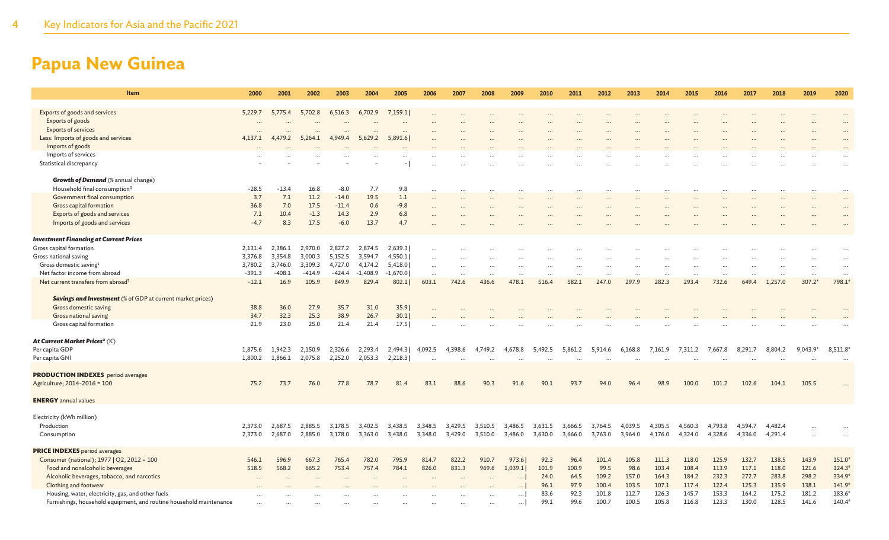# Papua New Guinea

| Item | 2000 | 2001 | 2002 | 2003 | 2004 | 2005 | 2006 | 2007 | 2008 | 2009 | 2010 | 2011 | 2012 | 2013 | 2014 | 2015 | 2016 | 2017 | 2018 | 2019 | 2020 |
|---|---|---|---|---|---|---|---|---|---|---|---|---|---|---|---|---|---|---|---|---|---|
| Exports of goods and services | 5,229.7 | 5,775.4 | 5,702.8 | 6,516.3 | 6,702.9 | 7,159.1 \| | … | … | … | … | … | … | … | … | … | … | … | … | … | … | … |
| Exports of goods | … | … | … | … | … | … | … | … | … | … | … | … | … | … | … | … | … | … | … | … | … |
| Exports of services | … | … | … | … | … | … | … | … | … | … | … | … | … | … | … | … | … | … | … | … | … |
| Less: Imports of goods and services | 4,137.1 | 4,479.2 | 5,264.1 | 4,949.4 | 5,629.2 | 5,891.6 \| | … | … | … | … | … | … | … | … | … | … | … | … | … | … | … |
| Imports of goods | … | … | … | … | … | … | … | … | … | … | … | … | … | … | … | … | … | … | … | … | … |
| Imports of services | … | … | … | … | … | … | … | … | … | … | … | … | … | … | … | … | … | … | … | … | … |
| Statistical discrepancy | – | – | – | – | – | – \| | … | … | … | … | … | … | … | … | … | … | … | … | … | … | … |
| ***Growth of Demand*** (% annual change) | | | | | | | | | | | | | | | | | | | | | |
| Household final consumption[q] | -28.5 | -13.4 | 16.8 | -8.0 | 7.7 | 9.8 | … | … | … | … | … | … | … | … | … | … | … | … | … | … | … |
| Government final consumption | 3.7 | 7.1 | 11.2 | -14.0 | 19.5 | 1.1 | … | … | … | … | … | … | … | … | … | … | … | … | … | … | … |
| Gross capital formation | 36.8 | 7.0 | 17.5 | -11.4 | 0.6 | -9.8 | … | … | … | … | … | … | … | … | … | … | … | … | … | … | … |
| Exports of goods and services | 7.1 | 10.4 | -1.3 | 14.3 | 2.9 | 6.8 | … | … | … | … | … | … | … | … | … | … | … | … | … | … | … |
| Imports of goods and services | -4.7 | 8.3 | 17.5 | -6.0 | 13.7 | 4.7 | … | … | … | … | … | … | … | … | … | … | … | … | … | … | … |
| ***Investment Financing at Current Prices*** | | | | | | | | | | | | | | | | | | | | | |
| Gross capital formation | 2,131.4 | 2,386.1 | 2,970.0 | 2,827.2 | 2,874.5 | 2,639.3 \| | … | … | … | … | … | … | … | … | … | … | … | … | … | … | … |
| Gross national saving | 3,376.8 | 3,354.8 | 3,000.3 | 5,152.5 | 3,594.7 | 4,550.1 \| | … | … | … | … | … | … | … | … | … | … | … | … | … | … | … |
| Gross domestic saving[s] | 3,780.2 | 3,746.0 | 3,309.3 | 4,727.0 | 4,174.2 | 5,418.0 \| | … | … | … | … | … | … | … | … | … | … | … | … | … | … | … |
| Net factor income from abroad | -391.3 | -408.1 | -414.9 | -424.4 | -1,408.9 | -1,670.0 \| | … | … | … | … | … | … | … | … | … | … | … | … | … | … | … |
| Net current transfers from abroad[t] | -12.1 | 16.9 | 105.9 | 849.9 | 829.4 | 802.1 \| | 603.1 | 742.6 | 436.6 | 478.1 | 516.4 | 582.1 | 247.0 | 297.9 | 282.3 | 293.4 | 732.6 | 649.4 | 1,257.0 | 307.2* | 798.1* |
| ***Savings and Investment*** (% of GDP at current market prices) | | | | | | | | | | | | | | | | | | | | | |
| Gross domestic saving | 38.8 | 36.0 | 27.9 | 35.7 | 31.0 | 35.9 \| | … | … | … | … | … | … | … | … | … | … | … | … | … | … | … |
| Gross national saving | 34.7 | 32.3 | 25.3 | 38.9 | 26.7 | 30.1 \| | … | … | … | … | … | … | … | … | … | … | … | … | … | … | … |
| Gross capital formation | 21.9 | 23.0 | 25.0 | 21.4 | 21.4 | 17.5 \| | … | … | … | … | … | … | … | … | … | … | … | … | … | … | … |
| ***At Current Market Prices***[u] (K) | | | | | | | | | | | | | | | | | | | | | |
| Per capita GDP | 1,875.6 | 1,942.3 | 2,150.9 | 2,326.6 | 2,293.4 | 2,494.3 \| | 4,092.5 | 4,398.6 | 4,749.2 | 4,678.8 | 5,492.5 | 5,861.2 | 5,914.6 | 6,168.8 | 7,161.9 | 7,311.2 | 7,667.8 | 8,291.7 | 8,804.2 | 9,043.9* | 8,511.8* |
| Per capita GNI | 1,800.2 | 1,866.1 | 2,075.8 | 2,252.0 | 2,053.3 | 2,218.3 \| | … | … | … | … | … | … | … | … | … | … | … | … | … | … | … |
| **PRODUCTION INDEXES** period averages | | | | | | | | | | | | | | | | | | | | | |
| Agriculture; 2014–2016 = 100 | 75.2 | 73.7 | 76.0 | 77.8 | 78.7 | 81.4 | 83.1 | 88.6 | 90.3 | 91.6 | 90.1 | 93.7 | 94.0 | 96.4 | 98.9 | 100.0 | 101.2 | 102.6 | 104.1 | 105.5 | … |
| **ENERGY** annual values | | | | | | | | | | | | | | | | | | | | | |
| Electricity (kWh million) | | | | | | | | | | | | | | | | | | | | | |
| Production | 2,373.0 | 2,687.5 | 2,885.5 | 3,178.5 | 3,402.5 | 3,438.5 | 3,348.5 | 3,429.5 | 3,510.5 | 3,486.5 | 3,631.5 | 3,666.5 | 3,764.5 | 4,039.5 | 4,305.5 | 4,560.3 | 4,793.8 | 4,594.7 | 4,482.4 | … | … |
| Consumption | 2,373.0 | 2,687.0 | 2,885.0 | 3,178.0 | 3,363.0 | 3,438.0 | 3,348.0 | 3,429.0 | 3,510.0 | 3,486.0 | 3,630.0 | 3,666.0 | 3,763.0 | 3,964.0 | 4,176.0 | 4,324.0 | 4,328.6 | 4,336.0 | 4,291.4 | … | … |
| **PRICE INDEXES** period averages | | | | | | | | | | | | | | | | | | | | | |
| Consumer (national); 1977 \| Q2, 2012 = 100 | 546.1 | 596.9 | 667.3 | 765.4 | 782.0 | 795.9 | 814.7 | 822.2 | 910.7 | 973.6 \| | 92.3 | 96.4 | 101.4 | 105.8 | 111.3 | 118.0 | 125.9 | 132.7 | 138.5 | 143.9 | 151.0* |
| Food and nonalcoholic beverages | 518.5 | 568.2 | 665.2 | 753.4 | 757.4 | 784.1 | 826.0 | 831.3 | 969.6 | 1,039.1 \| | 101.9 | 100.9 | 99.5 | 98.6 | 103.4 | 108.4 | 113.9 | 117.1 | 118.0 | 121.6 | 124.3* |
| Alcoholic beverages, tobacco, and narcotics | … | … | … | … | … | … | … | … | … | … \| | 24.0 | 64.5 | 109.2 | 157.0 | 164.3 | 184.2 | 232.3 | 272.7 | 283.8 | 298.2 | 334.9* |
| Clothing and footwear | … | … | … | … | … | … | … | … | … | … \| | 96.1 | 97.9 | 100.4 | 103.5 | 107.1 | 117.4 | 122.4 | 125.3 | 135.9 | 138.1 | 141.9* |
| Housing, water, electricity, gas, and other fuels | … | … | … | … | … | … | … | … | … | … \| | 83.6 | 92.3 | 101.8 | 112.7 | 126.3 | 145.7 | 153.3 | 164.2 | 175.2 | 181.2 | 183.6* |
| Furnishings, household equipment, and routine household maintenance | … | … | … | … | … | … | … | … | … | … \| | 99.1 | 99.6 | 100.7 | 100.5 | 105.8 | 116.8 | 123.3 | 130.0 | 128.5 | 141.6 | 140.4* |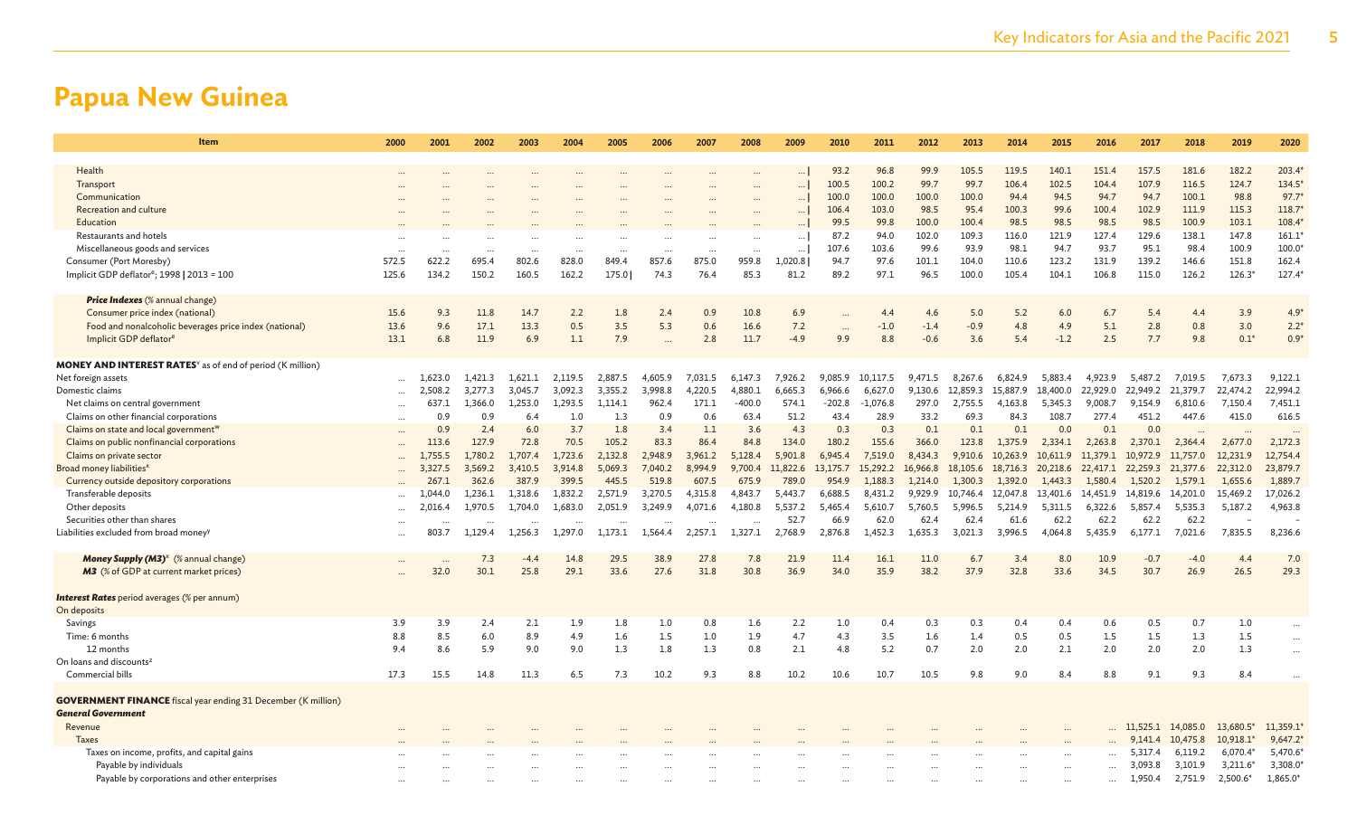# Papua New Guinea

| Item | 2000 | 2001 | 2002 | 2003 | 2004 | 2005 | 2006 | 2007 | 2008 | 2009 | 2010 | 2011 | 2012 | 2013 | 2014 | 2015 | 2016 | 2017 | 2018 | 2019 | 2020 |
|---|---|---|---|---|---|---|---|---|---|---|---|---|---|---|---|---|---|---|---|---|---|
| Health | … | … | … | … | … | … | … | … | … | … \| | 93.2 | 96.8 | 99.9 | 105.5 | 119.5 | 140.1 | 151.4 | 157.5 | 181.6 | 182.2 | 203.4* |
| Transport | … | … | … | … | … | … | … | … | … | … \| | 100.5 | 100.2 | 99.7 | 99.7 | 106.4 | 102.5 | 104.4 | 107.9 | 116.5 | 124.7 | 134.5* |
| Communication | … | … | … | … | … | … | … | … | … | … \| | 100.0 | 100.0 | 100.0 | 100.0 | 94.4 | 94.5 | 94.7 | 94.7 | 100.1 | 98.8 | 97.7* |
| Recreation and culture | … | … | … | … | … | … | … | … | … | … \| | 106.4 | 103.0 | 98.5 | 95.4 | 100.3 | 99.6 | 100.4 | 102.9 | 111.9 | 115.3 | 118.7* |
| Education | … | … | … | … | … | … | … | … | … | … \| | 99.5 | 99.8 | 100.0 | 100.4 | 98.5 | 98.5 | 98.5 | 98.5 | 100.9 | 103.1 | 108.4* |
| Restaurants and hotels | … | … | … | … | … | … | … | … | … | … \| | 87.2 | 94.0 | 102.0 | 109.3 | 116.0 | 121.9 | 127.4 | 129.6 | 138.1 | 147.8 | 161.1* |
| Miscellaneous goods and services | … | … | … | … | … | … | … | … | … | … \| | 107.6 | 103.6 | 99.6 | 93.9 | 98.1 | 94.7 | 93.7 | 95.1 | 98.4 | 100.9 | 100.0* |
| Consumer (Port Moresby) | 572.5 | 622.2 | 695.4 | 802.6 | 828.0 | 849.4 | 857.6 | 875.0 | 959.8 | 1,020.8 \| | 94.7 | 97.6 | 101.1 | 104.0 | 110.6 | 123.2 | 131.9 | 139.2 | 146.6 | 151.8 | 162.4 |
| Implicit GDP deflator[s]; 1998 \| 2013 = 100 | 125.6 | 134.2 | 150.2 | 160.5 | 162.2 | 175.0 \| | 74.3 | 76.4 | 85.3 | 81.2 | 89.2 | 97.1 | 96.5 | 100.0 | 105.4 | 104.1 | 106.8 | 115.0 | 126.2 | 126.3* | 127.4* |
| ***Price Indexes*** (% annual change) | | | | | | | | | | | | | | | | | | | | | |
| Consumer price index (national) | 15.6 | 9.3 | 11.8 | 14.7 | 2.2 | 1.8 | 2.4 | 0.9 | 10.8 | 6.9 | … | 4.4 | 4.6 | 5.0 | 5.2 | 6.0 | 6.7 | 5.4 | 4.4 | 3.9 | 4.9* |
| Food and nonalcoholic beverages price index (national) | 13.6 | 9.6 | 17.1 | 13.3 | 0.5 | 3.5 | 5.3 | 0.6 | 16.6 | 7.2 | … | -1.0 | -1.4 | -0.9 | 4.8 | 4.9 | 5.1 | 2.8 | 0.8 | 3.0 | 2.2* |
| Implicit GDP deflator[s] | 13.1 | 6.8 | 11.9 | 6.9 | 1.1 | 7.9 | … | 2.8 | 11.7 | -4.9 | 9.9 | 8.8 | -0.6 | 3.6 | 5.4 | -1.2 | 2.5 | 7.7 | 9.8 | 0.1* | 0.9* |
| **MONEY AND INTEREST RATES**[v] as of end of period (K million) | | | | | | | | | | | | | | | | | | | | | |
| Net foreign assets | … | 1,623.0 | 1,421.3 | 1,621.1 | 2,119.5 | 2,887.5 | 4,605.9 | 7,031.5 | 6,147.3 | 7,926.2 | 9,085.9 | 10,117.5 | 9,471.5 | 8,267.6 | 6,824.9 | 5,883.4 | 4,923.9 | 5,487.2 | 7,019.5 | 7,673.3 | 9,122.1 |
| Domestic claims | … | 2,508.2 | 3,277.3 | 3,045.7 | 3,092.3 | 3,355.2 | 3,998.8 | 4,220.5 | 4,880.1 | 6,665.3 | 6,966.6 | 6,627.0 | 9,130.6 | 12,859.3 | 15,887.9 | 18,400.0 | 22,929.0 | 22,949.2 | 21,379.7 | 22,474.2 | 22,994.2 |
| Net claims on central government | … | 637.1 | 1,366.0 | 1,253.0 | 1,293.5 | 1,114.1 | 962.4 | 171.1 | -400.0 | 574.1 | -202.8 | -1,076.8 | 297.0 | 2,755.5 | 4,163.8 | 5,345.3 | 9,008.7 | 9,154.9 | 6,810.6 | 7,150.4 | 7,451.1 |
| Claims on other financial corporations | … | 0.9 | 0.9 | 6.4 | 1.0 | 1.3 | 0.9 | 0.6 | 63.4 | 51.2 | 43.4 | 28.9 | 33.2 | 69.3 | 84.3 | 108.7 | 277.4 | 451.2 | 447.6 | 415.0 | 616.5 |
| Claims on state and local government[w] | … | 0.9 | 2.4 | 6.0 | 3.7 | 1.8 | 3.4 | 1.1 | 3.6 | 4.3 | 0.3 | 0.3 | 0.1 | 0.1 | 0.1 | 0.0 | 0.1 | 0.0 | … | … | … |
| Claims on public nonfinancial corporations | … | 113.6 | 127.9 | 72.8 | 70.5 | 105.2 | 83.3 | 86.4 | 84.8 | 134.0 | 180.2 | 155.6 | 366.0 | 123.8 | 1,375.9 | 2,334.1 | 2,263.8 | 2,370.1 | 2,364.4 | 2,677.0 | 2,172.3 |
| Claims on private sector | … | 1,755.5 | 1,780.2 | 1,707.4 | 1,723.6 | 2,132.8 | 2,948.9 | 3,961.2 | 5,128.4 | 5,901.8 | 6,945.4 | 7,519.0 | 8,434.3 | 9,910.6 | 10,263.9 | 10,611.9 | 11,379.1 | 10,972.9 | 11,757.0 | 12,231.9 | 12,754.4 |
| Broad money liabilities[x] | … | 3,327.5 | 3,569.2 | 3,410.5 | 3,914.8 | 5,069.3 | 7,040.2 | 8,994.9 | 9,700.4 | 11,822.6 | 13,175.7 | 15,292.2 | 16,966.8 | 18,105.6 | 18,716.3 | 20,218.6 | 22,417.1 | 22,259.3 | 21,377.6 | 22,312.0 | 23,879.7 |
| Currency outside depository corporations | … | 267.1 | 362.6 | 387.9 | 399.5 | 445.5 | 519.8 | 607.5 | 675.9 | 789.0 | 954.9 | 1,188.3 | 1,214.0 | 1,300.3 | 1,392.0 | 1,443.3 | 1,580.4 | 1,520.2 | 1,579.1 | 1,655.6 | 1,889.7 |
| Transferable deposits | … | 1,044.0 | 1,236.1 | 1,318.6 | 1,832.2 | 2,571.9 | 3,270.5 | 4,315.8 | 4,843.7 | 5,443.7 | 6,688.5 | 8,431.2 | 9,929.9 | 10,746.4 | 12,047.8 | 13,401.6 | 14,451.9 | 14,819.6 | 14,201.0 | 15,469.2 | 17,026.2 |
| Other deposits | … | 2,016.4 | 1,970.5 | 1,704.0 | 1,683.0 | 2,051.9 | 3,249.9 | 4,071.6 | 4,180.8 | 5,537.2 | 5,465.4 | 5,610.7 | 5,760.5 | 5,996.5 | 5,214.9 | 5,311.5 | 6,322.6 | 5,857.4 | 5,535.3 | 5,187.2 | 4,963.8 |
| Securities other than shares | … | … | … | … | … | … | … | … | … | 52.7 | 66.9 | 62.0 | 62.4 | 62.4 | 61.6 | 62.2 | 62.2 | 62.2 | 62.2 | – | – |
| Liabilities excluded from broad money[y] | … | 803.7 | 1,129.4 | 1,256.3 | 1,297.0 | 1,173.1 | 1,564.4 | 2,257.1 | 1,327.1 | 2,768.9 | 2,876.8 | 1,452.3 | 1,635.3 | 3,021.3 | 3,996.5 | 4,064.8 | 5,435.9 | 6,177.1 | 7,021.6 | 7,835.5 | 8,236.6 |
| ***Money Supply (M3)***[x] (% annual change) | … | … | 7.3 | -4.4 | 14.8 | 29.5 | 38.9 | 27.8 | 7.8 | 21.9 | 11.4 | 16.1 | 11.0 | 6.7 | 3.4 | 8.0 | 10.9 | -0.7 | -4.0 | 4.4 | 7.0 |
| ***M3*** (% of GDP at current market prices) | … | 32.0 | 30.1 | 25.8 | 29.1 | 33.6 | 27.6 | 31.8 | 30.8 | 36.9 | 34.0 | 35.9 | 38.2 | 37.9 | 32.8 | 33.6 | 34.5 | 30.7 | 26.9 | 26.5 | 29.3 |
| ***Interest Rates*** period averages (% per annum) | | | | | | | | | | | | | | | | | | | | | |
| On deposits | | | | | | | | | | | | | | | | | | | | | |
| Savings | 3.9 | 3.9 | 2.4 | 2.1 | 1.9 | 1.8 | 1.0 | 0.8 | 1.6 | 2.2 | 1.0 | 0.4 | 0.3 | 0.3 | 0.4 | 0.4 | 0.6 | 0.5 | 0.7 | 1.0 | … |
| Time: 6 months | 8.8 | 8.5 | 6.0 | 8.9 | 4.9 | 1.6 | 1.5 | 1.0 | 1.9 | 4.7 | 4.3 | 3.5 | 1.6 | 1.4 | 0.5 | 0.5 | 1.5 | 1.5 | 1.3 | 1.5 | … |
| 12 months | 9.4 | 8.6 | 5.9 | 9.0 | 9.0 | 1.3 | 1.8 | 1.3 | 0.8 | 2.1 | 4.8 | 5.2 | 0.7 | 2.0 | 2.0 | 2.1 | 2.0 | 2.0 | 2.0 | 1.3 | … |
| On loans and discounts[z] | | | | | | | | | | | | | | | | | | | | | |
| Commercial bills | 17.3 | 15.5 | 14.8 | 11.3 | 6.5 | 7.3 | 10.2 | 9.3 | 8.8 | 10.2 | 10.6 | 10.7 | 10.5 | 9.8 | 9.0 | 8.4 | 8.8 | 9.1 | 9.3 | 8.4 | … |
| **GOVERNMENT FINANCE** fiscal year ending 31 December (K million) | | | | | | | | | | | | | | | | | | | | | |
| ***General Government*** | | | | | | | | | | | | | | | | | | | | | |
| Revenue | … | … | … | … | … | … | … | … | … | … | … | … | … | … | … | … | … | 11,525.1 | 14,085.0 | 13,680.5* | 11,359.1* |
| Taxes | … | … | … | … | … | … | … | … | … | … | … | … | … | … | … | … | … | 9,141.4 | 10,475.8 | 10,918.1* | 9,647.2* |
| Taxes on income, profits, and capital gains | … | … | … | … | … | … | … | … | … | … | … | … | … | … | … | … | … | 5,317.4 | 6,119.2 | 6,070.4* | 5,470.6* |
| Payable by individuals | … | … | … | … | … | … | … | … | … | … | … | … | … | … | … | … | … | 3,093.8 | 3,101.9 | 3,211.6* | 3,308.0* |
| Payable by corporations and other enterprises | … | … | … | … | … | … | … | … | … | … | … | … | … | … | … | … | … | 1,950.4 | 2,751.9 | 2,500.6* | 1,865.0* |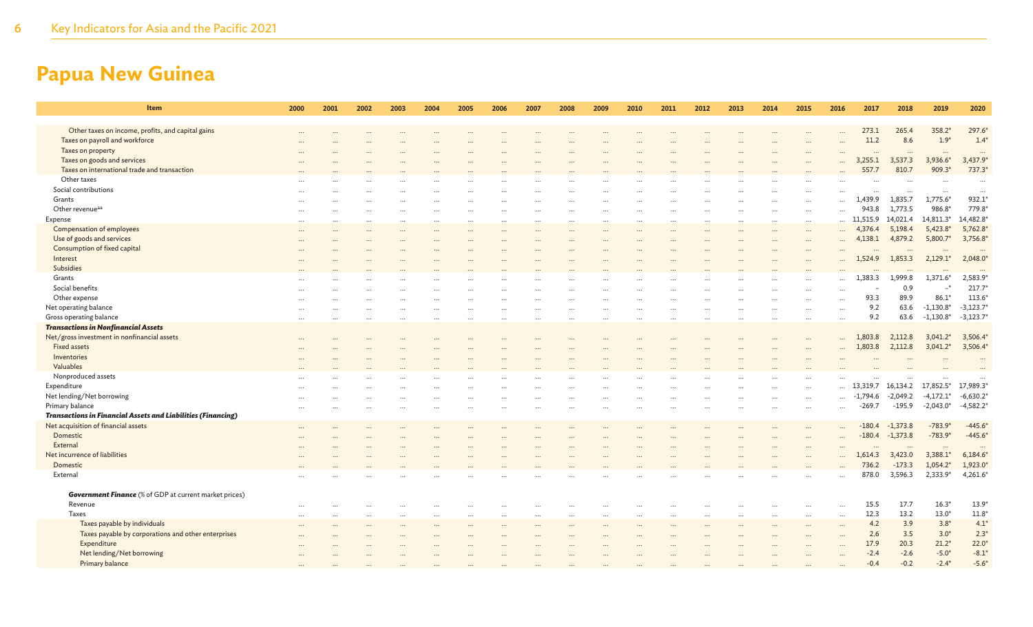# Papua New Guinea

| Item | 2000 | 2001 | 2002 | 2003 | 2004 | 2005 | 2006 | 2007 | 2008 | 2009 | 2010 | 2011 | 2012 | 2013 | 2014 | 2015 | 2016 | 2017 | 2018 | 2019 | 2020 |
|---|---|---|---|---|---|---|---|---|---|---|---|---|---|---|---|---|---|---|---|---|---|
| Other taxes on income, profits, and capital gains | ... | ... | ... | ... | ... | ... | ... | ... | ... | ... | ... | ... | ... | ... | ... | ... | ... | 273.1 | 265.4 | 358.2* | 297.6* |
| Taxes on payroll and workforce | ... | ... | ... | ... | ... | ... | ... | ... | ... | ... | ... | ... | ... | ... | ... | ... | ... | 11.2 | 8.6 | 1.9* | 1.4* |
| Taxes on property | ... | ... | ... | ... | ... | ... | ... | ... | ... | ... | ... | ... | ... | ... | ... | ... | ... | ... | ... | ... | ... |
| Taxes on goods and services | ... | ... | ... | ... | ... | ... | ... | ... | ... | ... | ... | ... | ... | ... | ... | ... | ... | 3,255.1 | 3,537.3 | 3,936.6* | 3,437.9* |
| Taxes on international trade and transaction | ... | ... | ... | ... | ... | ... | ... | ... | ... | ... | ... | ... | ... | ... | ... | ... | ... | 557.7 | 810.7 | 909.3* | 737.3* |
| Other taxes | ... | ... | ... | ... | ... | ... | ... | ... | ... | ... | ... | ... | ... | ... | ... | ... | ... | ... | ... | ... | ... |
| Social contributions | ... | ... | ... | ... | ... | ... | ... | ... | ... | ... | ... | ... | ... | ... | ... | ... | ... | ... | ... | ... | ... |
| Grants | ... | ... | ... | ... | ... | ... | ... | ... | ... | ... | ... | ... | ... | ... | ... | ... | ... | 1,439.9 | 1,835.7 | 1,775.6* | 932.1* |
| Other revenue[aa] | ... | ... | ... | ... | ... | ... | ... | ... | ... | ... | ... | ... | ... | ... | ... | ... | ... | 943.8 | 1,773.5 | 986.8* | 779.8* |
| Expense | ... | ... | ... | ... | ... | ... | ... | ... | ... | ... | ... | ... | ... | ... | ... | ... | ... | 11,515.9 | 14,021.4 | 14,811.3* | 14,482.8* |
| Compensation of employees | ... | ... | ... | ... | ... | ... | ... | ... | ... | ... | ... | ... | ... | ... | ... | ... | ... | 4,376.4 | 5,198.4 | 5,423.8* | 5,762.8* |
| Use of goods and services | ... | ... | ... | ... | ... | ... | ... | ... | ... | ... | ... | ... | ... | ... | ... | ... | ... | 4,138.1 | 4,879.2 | 5,800.7* | 3,756.8* |
| Consumption of fixed capital | ... | ... | ... | ... | ... | ... | ... | ... | ... | ... | ... | ... | ... | ... | ... | ... | ... | ... | ... | ... | ... |
| Interest | ... | ... | ... | ... | ... | ... | ... | ... | ... | ... | ... | ... | ... | ... | ... | ... | ... | 1,524.9 | 1,853.3 | 2,129.1* | 2,048.0* |
| Subsidies | ... | ... | ... | ... | ... | ... | ... | ... | ... | ... | ... | ... | ... | ... | ... | ... | ... | ... | ... | ... | ... |
| Grants | ... | ... | ... | ... | ... | ... | ... | ... | ... | ... | ... | ... | ... | ... | ... | ... | ... | 1,383.3 | 1,999.8 | 1,371.6* | 2,583.9* |
| Social benefits | ... | ... | ... | ... | ... | ... | ... | ... | ... | ... | ... | ... | ... | ... | ... | ... | ... | – | 0.9 | –* | 217.7* |
| Other expense | ... | ... | ... | ... | ... | ... | ... | ... | ... | ... | ... | ... | ... | ... | ... | ... | ... | 93.3 | 89.9 | 86.1* | 113.6* |
| Net operating balance | ... | ... | ... | ... | ... | ... | ... | ... | ... | ... | ... | ... | ... | ... | ... | ... | ... | 9.2 | 63.6 | -1,130.8* | -3,123.7* |
| Gross operating balance | ... | ... | ... | ... | ... | ... | ... | ... | ... | ... | ... | ... | ... | ... | ... | ... | ... | 9.2 | 63.6 | -1,130.8* | -3,123.7* |
| ***Transactions in Nonfinancial Assets*** | | | | | | | | | | | | | | | | | | | | | |
| Net/gross investment in nonfinancial assets | ... | ... | ... | ... | ... | ... | ... | ... | ... | ... | ... | ... | ... | ... | ... | ... | ... | 1,803.8 | 2,112.8 | 3,041.2* | 3,506.4* |
| Fixed assets | ... | ... | ... | ... | ... | ... | ... | ... | ... | ... | ... | ... | ... | ... | ... | ... | ... | 1,803.8 | 2,112.8 | 3,041.2* | 3,506.4* |
| Inventories | ... | ... | ... | ... | ... | ... | ... | ... | ... | ... | ... | ... | ... | ... | ... | ... | ... | ... | ... | ... | ... |
| Valuables | ... | ... | ... | ... | ... | ... | ... | ... | ... | ... | ... | ... | ... | ... | ... | ... | ... | ... | ... | ... | ... |
| Nonproduced assets | ... | ... | ... | ... | ... | ... | ... | ... | ... | ... | ... | ... | ... | ... | ... | ... | ... | ... | ... | ... | ... |
| Expenditure | ... | ... | ... | ... | ... | ... | ... | ... | ... | ... | ... | ... | ... | ... | ... | ... | ... | 13,319.7 | 16,134.2 | 17,852.5* | 17,989.3* |
| Net lending/Net borrowing | ... | ... | ... | ... | ... | ... | ... | ... | ... | ... | ... | ... | ... | ... | ... | ... | ... | -1,794.6 | -2,049.2 | -4,172.1* | -6,630.2* |
| Primary balance | ... | ... | ... | ... | ... | ... | ... | ... | ... | ... | ... | ... | ... | ... | ... | ... | ... | -269.7 | -195.9 | -2,043.0* | -4,582.2* |
| ***Transactions in Financial Assets and Liabilities (Financing)*** | | | | | | | | | | | | | | | | | | | | | |
| Net acquisition of financial assets | ... | ... | ... | ... | ... | ... | ... | ... | ... | ... | ... | ... | ... | ... | ... | ... | ... | -180.4 | -1,373.8 | -783.9* | -445.6* |
| Domestic | ... | ... | ... | ... | ... | ... | ... | ... | ... | ... | ... | ... | ... | ... | ... | ... | ... | -180.4 | -1,373.8 | -783.9* | -445.6* |
| External | ... | ... | ... | ... | ... | ... | ... | ... | ... | ... | ... | ... | ... | ... | ... | ... | ... | ... | ... | ... | ... |
| Net incurrence of liabilities | ... | ... | ... | ... | ... | ... | ... | ... | ... | ... | ... | ... | ... | ... | ... | ... | ... | 1,614.3 | 3,423.0 | 3,388.1* | 6,184.6* |
| Domestic | ... | ... | ... | ... | ... | ... | ... | ... | ... | ... | ... | ... | ... | ... | ... | ... | ... | 736.2 | -173.3 | 1,054.2* | 1,923.0* |
| External | ... | ... | ... | ... | ... | ... | ... | ... | ... | ... | ... | ... | ... | ... | ... | ... | ... | 878.0 | 3,596.3 | 2,333.9* | 4,261.6* |
| ***Government Finance*** (% of GDP at current market prices) | | | | | | | | | | | | | | | | | | | | | |
| Revenue | ... | ... | ... | ... | ... | ... | ... | ... | ... | ... | ... | ... | ... | ... | ... | ... | ... | 15.5 | 17.7 | 16.3* | 13.9* |
| Taxes | ... | ... | ... | ... | ... | ... | ... | ... | ... | ... | ... | ... | ... | ... | ... | ... | ... | 12.3 | 13.2 | 13.0* | 11.8* |
| Taxes payable by individuals | ... | ... | ... | ... | ... | ... | ... | ... | ... | ... | ... | ... | ... | ... | ... | ... | ... | 4.2 | 3.9 | 3.8* | 4.1* |
| Taxes payable by corporations and other enterprises | ... | ... | ... | ... | ... | ... | ... | ... | ... | ... | ... | ... | ... | ... | ... | ... | ... | 2.6 | 3.5 | 3.0* | 2.3* |
| Expenditure | ... | ... | ... | ... | ... | ... | ... | ... | ... | ... | ... | ... | ... | ... | ... | ... | ... | 17.9 | 20.3 | 21.2* | 22.0* |
| Net lending/Net borrowing | ... | ... | ... | ... | ... | ... | ... | ... | ... | ... | ... | ... | ... | ... | ... | ... | ... | -2.4 | -2.6 | -5.0* | -8.1* |
| Primary balance | ... | ... | ... | ... | ... | ... | ... | ... | ... | ... | ... | ... | ... | ... | ... | ... | ... | -0.4 | -0.2 | -2.4* | -5.6* |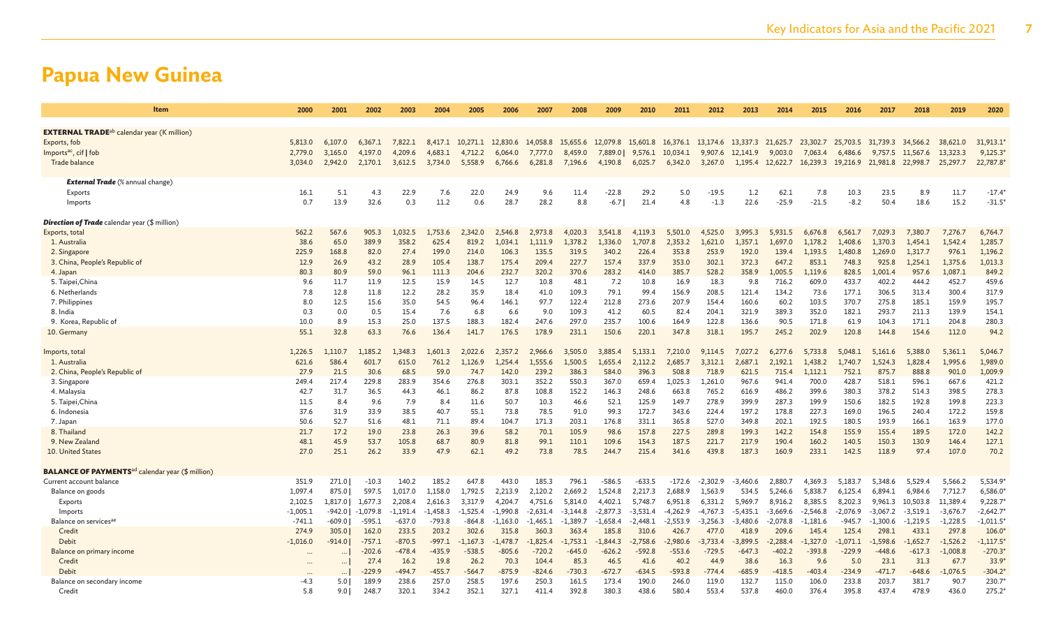# Papua New Guinea

| Item | 2000 | 2001 | 2002 | 2003 | 2004 | 2005 | 2006 | 2007 | 2008 | 2009 | 2010 | 2011 | 2012 | 2013 | 2014 | 2015 | 2016 | 2017 | 2018 | 2019 | 2020 |
|---|---|---|---|---|---|---|---|---|---|---|---|---|---|---|---|---|---|---|---|---|---|
| **EXTERNAL TRADE**[ab] calendar year (K million) | | | | | | | | | | | | | | | | | | | | | |
| Exports, fob | 5,813.0 | 6,107.0 | 6,367.1 | 7,822.1 | 8,417.1 | 10,271.1 | 12,830.6 | 14,058.8 | 15,655.6 | 12,079.8 | 15,601.8 | 16,376.1 | 13,174.6 | 13,337.3 | 21,625.7 | 23,302.7 | 25,703.5 | 31,739.3 | 34,566.2 | 38,621.0 | 31,913.1* |
| Imports[ac], cif \| fob | 2,779.0 | 3,165.0 | 4,197.0 | 4,209.6 | 4,683.1 | 4,712.2 | 6,064.0 | 7,777.0 | 8,459.0 | 7,889.0 \| | 9,576.1 | 10,034.1 | 9,907.6 | 12,141.9 | 9,003.0 | 7,063.4 | 6,486.6 | 9,757.5 | 11,567.6 | 13,323.3 | 9,125.3* |
| Trade balance | 3,034.0 | 2,942.0 | 2,170.1 | 3,612.5 | 3,734.0 | 5,558.9 | 6,766.6 | 6,281.8 | 7,196.6 | 4,190.8 | 6,025.7 | 6,342.0 | 3,267.0 | 1,195.4 | 12,622.7 | 16,239.3 | 19,216.9 | 21,981.8 | 22,998.7 | 25,297.7 | 22,787.8* |
| ***External Trade*** (% annual change) | | | | | | | | | | | | | | | | | | | | | |
| Exports | 16.1 | 5.1 | 4.3 | 22.9 | 7.6 | 22.0 | 24.9 | 9.6 | 11.4 | -22.8 | 29.2 | 5.0 | -19.5 | 1.2 | 62.1 | 7.8 | 10.3 | 23.5 | 8.9 | 11.7 | -17.4* |
| Imports | 0.7 | 13.9 | 32.6 | 0.3 | 11.2 | 0.6 | 28.7 | 28.2 | 8.8 | -6.7 \| | 21.4 | 4.8 | -1.3 | 22.6 | -25.9 | -21.5 | -8.2 | 50.4 | 18.6 | 15.2 | -31.5* |
| ***Direction of Trade*** calendar year ($ million) | | | | | | | | | | | | | | | | | | | | | |
| Exports, total | 562.2 | 567.6 | 905.3 | 1,032.5 | 1,753.6 | 2,342.0 | 2,546.8 | 2,973.8 | 4,020.3 | 3,541.8 | 4,119.3 | 5,501.0 | 4,525.0 | 3,995.3 | 5,931.5 | 6,676.8 | 6,561.7 | 7,029.3 | 7,380.7 | 7,276.7 | 6,764.7 |
| 1. Australia | 38.6 | 65.0 | 389.9 | 358.2 | 625.4 | 819.2 | 1,034.1 | 1,111.9 | 1,378.2 | 1,336.0 | 1,707.8 | 2,353.2 | 1,621.0 | 1,357.1 | 1,697.0 | 1,178.2 | 1,408.6 | 1,370.3 | 1,454.1 | 1,542.4 | 1,285.7 |
| 2. Singapore | 225.9 | 168.8 | 82.0 | 27.4 | 199.0 | 214.0 | 106.3 | 135.5 | 319.5 | 340.2 | 226.4 | 353.8 | 253.9 | 192.0 | 139.4 | 1,193.5 | 1,480.8 | 1,269.0 | 1,317.7 | 976.1 | 1,196.2 |
| 3. China, People's Republic of | 12.9 | 26.9 | 43.2 | 28.9 | 105.4 | 138.7 | 175.4 | 209.4 | 227.7 | 157.4 | 337.9 | 353.0 | 302.1 | 372.3 | 647.2 | 853.1 | 748.3 | 925.8 | 1,254.1 | 1,375.6 | 1,013.3 |
| 4. Japan | 80.3 | 80.9 | 59.0 | 96.1 | 111.3 | 204.6 | 232.7 | 320.2 | 370.6 | 283.2 | 414.0 | 385.7 | 528.2 | 358.9 | 1,005.5 | 1,119.6 | 828.5 | 1,001.4 | 957.6 | 1,087.1 | 849.2 |
| 5. Taipei,China | 9.6 | 11.7 | 11.9 | 12.5 | 15.9 | 14.5 | 12.7 | 10.8 | 48.1 | 7.2 | 10.8 | 16.9 | 18.3 | 9.8 | 716.2 | 609.0 | 433.7 | 402.2 | 444.2 | 452.7 | 459.6 |
| 6. Netherlands | 7.8 | 12.8 | 11.8 | 12.2 | 28.2 | 35.9 | 18.4 | 41.0 | 109.3 | 79.1 | 99.4 | 156.9 | 208.5 | 121.4 | 134.2 | 73.6 | 177.1 | 306.5 | 313.4 | 300.4 | 317.9 |
| 7. Philippines | 8.0 | 12.5 | 15.6 | 35.0 | 54.5 | 96.4 | 146.1 | 97.7 | 122.4 | 212.8 | 273.6 | 207.9 | 154.4 | 160.6 | 60.2 | 103.5 | 370.7 | 275.8 | 185.1 | 159.9 | 195.7 |
| 8. India | 0.3 | 0.0 | 0.5 | 15.4 | 7.6 | 6.8 | 6.6 | 9.0 | 109.3 | 41.2 | 60.5 | 82.4 | 204.1 | 321.9 | 389.3 | 352.0 | 182.1 | 293.7 | 211.3 | 139.9 | 154.1 |
| 9. Korea, Republic of | 10.0 | 8.9 | 15.3 | 25.0 | 137.5 | 188.3 | 182.4 | 247.6 | 297.0 | 235.7 | 100.6 | 164.9 | 122.8 | 136.6 | 90.5 | 171.8 | 61.9 | 104.3 | 171.1 | 204.8 | 280.3 |
| 10. Germany | 55.1 | 32.8 | 63.3 | 76.6 | 136.4 | 141.7 | 176.5 | 178.9 | 231.1 | 150.6 | 220.1 | 347.8 | 318.1 | 195.7 | 245.2 | 202.9 | 120.8 | 144.8 | 154.6 | 112.0 | 94.2 |
| Imports, total | 1,226.5 | 1,110.7 | 1,185.2 | 1,348.3 | 1,601.3 | 2,022.6 | 2,357.2 | 2,966.6 | 3,505.0 | 3,885.4 | 5,133.1 | 7,210.0 | 9,114.5 | 7,027.2 | 6,277.6 | 5,733.8 | 5,048.1 | 5,161.6 | 5,388.0 | 5,361.1 | 5,046.7 |
| 1. Australia | 621.6 | 586.4 | 601.7 | 615.0 | 761.2 | 1,126.9 | 1,254.4 | 1,555.6 | 1,500.5 | 1,655.4 | 2,112.2 | 2,685.7 | 3,312.1 | 2,687.1 | 2,192.1 | 1,438.2 | 1,740.7 | 1,524.3 | 1,828.4 | 1,995.6 | 1,989.0 |
| 2. China, People's Republic of | 27.9 | 21.5 | 30.6 | 68.5 | 59.0 | 74.7 | 142.0 | 239.2 | 386.3 | 584.0 | 396.3 | 508.8 | 718.9 | 621.5 | 715.4 | 1,112.1 | 752.1 | 875.7 | 888.8 | 901.0 | 1,009.9 |
| 3. Singapore | 249.4 | 217.4 | 229.8 | 283.9 | 354.6 | 276.8 | 303.1 | 352.2 | 550.3 | 367.0 | 659.4 | 1,025.3 | 1,261.0 | 967.6 | 941.4 | 700.0 | 428.7 | 518.1 | 596.1 | 667.6 | 421.2 |
| 4. Malaysia | 42.7 | 31.7 | 36.5 | 44.3 | 46.1 | 86.2 | 87.8 | 108.8 | 152.2 | 146.3 | 248.6 | 663.8 | 765.2 | 616.9 | 486.2 | 399.6 | 380.3 | 378.2 | 514.3 | 398.5 | 278.3 |
| 5. Taipei,China | 11.5 | 8.4 | 9.6 | 7.9 | 8.4 | 11.6 | 50.7 | 10.3 | 46.6 | 52.1 | 125.9 | 149.7 | 278.9 | 399.9 | 287.3 | 199.9 | 150.6 | 182.5 | 192.8 | 199.8 | 223.3 |
| 6. Indonesia | 37.6 | 31.9 | 33.9 | 38.5 | 40.7 | 55.1 | 73.8 | 78.5 | 91.0 | 99.3 | 172.7 | 343.6 | 224.4 | 197.2 | 178.8 | 227.3 | 169.0 | 196.5 | 240.4 | 172.2 | 159.8 |
| 7. Japan | 50.6 | 52.7 | 51.6 | 48.1 | 71.1 | 89.4 | 104.7 | 171.3 | 203.1 | 176.8 | 331.1 | 365.8 | 527.0 | 349.8 | 202.1 | 192.5 | 180.5 | 193.9 | 166.1 | 163.9 | 177.0 |
| 8. Thailand | 21.7 | 17.2 | 19.0 | 23.8 | 26.3 | 39.6 | 58.2 | 70.1 | 105.9 | 98.6 | 157.8 | 227.5 | 289.8 | 199.3 | 142.2 | 154.8 | 155.9 | 155.4 | 189.5 | 172.0 | 142.2 |
| 9. New Zealand | 48.1 | 45.9 | 53.7 | 105.8 | 68.7 | 80.9 | 81.8 | 99.1 | 110.1 | 109.6 | 154.3 | 187.5 | 221.7 | 217.9 | 190.4 | 160.2 | 140.5 | 150.3 | 130.9 | 146.4 | 127.1 |
| 10. United States | 27.0 | 25.1 | 26.2 | 33.9 | 47.9 | 62.1 | 49.2 | 73.8 | 78.5 | 244.7 | 215.4 | 341.6 | 439.8 | 187.3 | 160.9 | 233.1 | 142.5 | 118.9 | 97.4 | 107.0 | 70.2 |
| **BALANCE OF PAYMENTS**[ad] calendar year ($ million) | | | | | | | | | | | | | | | | | | | | | |
| Current account balance | 351.9 | 271.0 \| | -10.3 | 140.2 | 185.2 | 647.8 | 443.0 | 185.3 | 796.1 | -586.5 | -633.5 | -172.6 | -2,302.9 | -3,460.6 | 2,880.7 | 4,369.3 | 5,183.7 | 5,348.6 | 5,529.4 | 5,566.2 | 5,534.9* |
| Balance on goods | 1,097.4 | 875.0 \| | 597.5 | 1,017.0 | 1,158.0 | 1,792.5 | 2,213.9 | 2,120.2 | 2,669.2 | 1,524.8 | 2,217.3 | 2,688.9 | 1,563.9 | 534.5 | 5,246.6 | 5,838.7 | 6,125.4 | 6,894.1 | 6,984.6 | 7,712.7 | 6,586.0* |
| Exports | 2,102.5 | 1,817.0 \| | 1,677.3 | 2,208.4 | 2,616.3 | 3,317.9 | 4,204.7 | 4,751.6 | 5,814.0 | 4,402.1 | 5,748.7 | 6,951.8 | 6,331.2 | 5,969.7 | 8,916.2 | 8,385.5 | 8,202.3 | 9,961.3 | 10,503.8 | 11,389.4 | 9,228.7* |
| Imports | -1,005.1 | -942.0 \| | -1,079.8 | -1,191.4 | -1,458.3 | -1,525.4 | -1,990.8 | -2,631.4 | -3,144.8 | -2,877.3 | -3,531.4 | -4,262.9 | -4,767.3 | -5,435.1 | -3,669.6 | -2,546.8 | -2,076.9 | -3,067.2 | -3,519.1 | -3,676.7 | -2,642.7* |
| Balance on services[ae] | -741.1 | -609.0 \| | -595.1 | -637.0 | -793.8 | -864.8 | -1,163.0 | -1,465.1 | -1,389.7 | -1,658.4 | -2,448.1 | -2,553.9 | -3,256.3 | -3,480.6 | -2,078.8 | -1,181.6 | -945.7 | -1,300.6 | -1,219.5 | -1,228.5 | -1,011.5* |
| Credit | 274.9 | 305.0 \| | 162.0 | 233.5 | 203.2 | 302.6 | 315.8 | 360.3 | 363.4 | 185.8 | 310.6 | 426.7 | 477.0 | 418.9 | 209.6 | 145.4 | 125.4 | 298.1 | 433.1 | 297.8 | 106.0* |
| Debit | -1,016.0 | -914.0 \| | -757.1 | -870.5 | -997.1 | -1,167.3 | -1,478.7 | -1,825.4 | -1,753.1 | -1,844.3 | -2,758.6 | -2,980.6 | -3,733.4 | -3,899.5 | -2,288.4 | -1,327.0 | -1,071.1 | -1,598.6 | -1,652.7 | -1,526.2 | -1,117.5* |
| Balance on primary income | ... | ... \| | -202.6 | -478.4 | -435.9 | -538.5 | -805.6 | -720.2 | -645.0 | -626.2 | -592.8 | -553.6 | -729.5 | -647.3 | -402.2 | -393.8 | -229.9 | -448.6 | -617.3 | -1,008.8 | -270.3* |
| Credit | ... | ... \| | 27.4 | 16.2 | 19.8 | 26.2 | 70.3 | 104.4 | 85.3 | 46.5 | 41.6 | 40.2 | 44.9 | 38.6 | 16.3 | 9.6 | 5.0 | 23.1 | 31.3 | 67.7 | 33.9* |
| Debit | ... | ... \| | -229.9 | -494.7 | -455.7 | -564.7 | -875.9 | -824.6 | -730.3 | -672.7 | -634.5 | -593.8 | -774.4 | -685.9 | -418.5 | -403.4 | -234.9 | -471.7 | -648.6 | -1,076.5 | -304.2* |
| Balance on secondary income | -4.3 | 5.0 \| | 189.9 | 238.6 | 257.0 | 258.5 | 197.6 | 250.3 | 161.5 | 173.4 | 190.0 | 246.0 | 119.0 | 132.7 | 115.0 | 106.0 | 233.8 | 203.7 | 381.7 | 90.7 | 230.7* |
| Credit | 5.8 | 9.0 \| | 248.7 | 320.1 | 334.2 | 352.1 | 327.1 | 411.4 | 392.8 | 380.3 | 438.6 | 580.4 | 553.4 | 537.8 | 460.0 | 376.4 | 395.8 | 437.4 | 478.9 | 436.0 | 275.2* |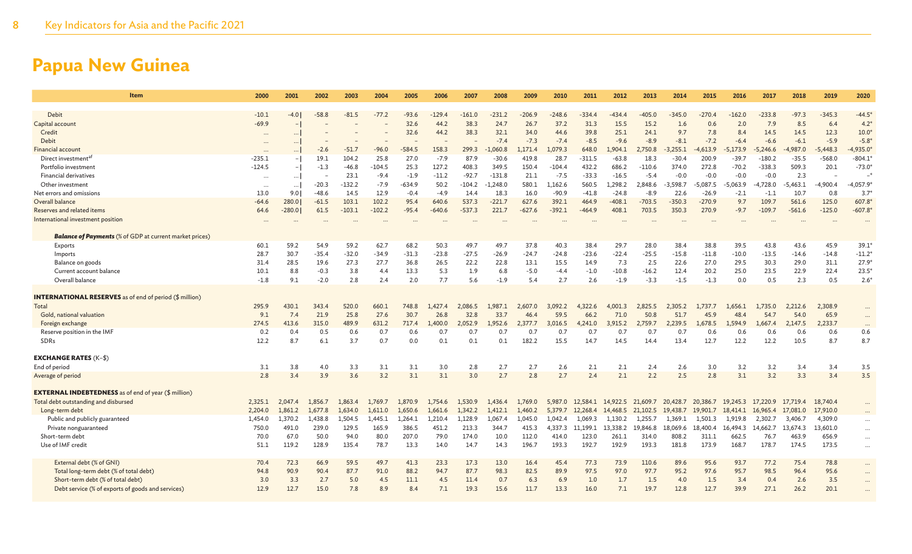# Papua New Guinea

| Item | 2000 | 2001 | 2002 | 2003 | 2004 | 2005 | 2006 | 2007 | 2008 | 2009 | 2010 | 2011 | 2012 | 2013 | 2014 | 2015 | 2016 | 2017 | 2018 | 2019 | 2020 |
|---|---|---|---|---|---|---|---|---|---|---|---|---|---|---|---|---|---|---|---|---|---|
| Debit | -10.1 | -4.0 | -58.8 | -81.5 | -77.2 | -93.6 | -129.4 | -161.0 | -231.2 | -206.9 | -248.6 | -334.4 | -434.4 | -405.0 | -345.0 | -270.4 | -162.0 | -233.8 | -97.3 | -345.3 | -44.5* |
| Capital account | -69.9 | – | – | – | – | 32.6 | 44.2 | 38.3 | 24.7 | 26.7 | 37.2 | 31.3 | 15.5 | 15.2 | 1.6 | 0.6 | 2.0 | 7.9 | 8.5 | 6.4 | 4.2* |
| Credit | ... | ... | – | – | – | 32.6 | 44.2 | 38.3 | 32.1 | 34.0 | 44.6 | 39.8 | 25.1 | 24.1 | 9.7 | 7.8 | 8.4 | 14.5 | 14.5 | 12.3 | 10.0* |
| Debit | ... | ... | – | – | – | – | – | – | -7.4 | -7.3 | -7.4 | -8.5 | -9.6 | -8.9 | -8.1 | -7.2 | -6.4 | -6.6 | -6.1 | -5.9 | -5.8* |
| Financial account | ... | ... | -2.6 | -51.7 | -96.0 | -584.5 | 158.3 | 299.3 | -1,060.8 | 1,171.4 | 1,079.3 | 648.0 | 1,904.1 | 2,750.8 | -3,255.1 | -4,613.9 | -5,173.9 | -5,246.6 | -4,987.0 | -5,448.3 | -4,935.0* |
| Direct investment[af] | -235.1 | – | 19.1 | 104.2 | 25.8 | 27.0 | -7.9 | 87.9 | -30.6 | 419.8 | 28.7 | -311.5 | -63.8 | 18.3 | -30.4 | 200.9 | -39.7 | -180.2 | -35.5 | -568.0 | -804.1* |
| Portfolio investment | -124.5 | – | -1.3 | -46.8 | -104.5 | 25.3 | 127.2 | 408.3 | 349.5 | 150.4 | -104.4 | 432.2 | 686.2 | -110.6 | 374.0 | 272.8 | -70.2 | -338.3 | 509.3 | 20.1 | -73.0* |
| Financial derivatives | ... | ... | – | 23.1 | -9.4 | -1.9 | -11.2 | -92.7 | -131.8 | 21.1 | -7.5 | -33.3 | -16.5 | -5.4 | -0.0 | -0.0 | -0.0 | -0.0 | 2.3 | – | –* |
| Other investment | ... | ... | -20.3 | -132.2 | -7.9 | -634.9 | 50.2 | -104.2 | -1,248.0 | 580.1 | 1,162.6 | 560.5 | 1,298.2 | 2,848.6 | -3,598.7 | -5,087.5 | -5,063.9 | -4,728.0 | -5,463.1 | -4,900.4 | -4,057.9* |
| Net errors and omissions | 13.0 | 9.0 | -48.6 | 14.5 | 12.9 | -0.4 | -4.9 | 14.4 | 18.3 | 16.0 | -90.9 | -41.8 | -24.8 | -8.9 | 22.6 | -26.9 | -2.1 | -1.1 | 10.7 | 0.8 | 3.7* |
| Overall balance | -64.6 | 280.0 | -61.5 | 103.1 | 102.2 | 95.4 | 640.6 | 537.3 | -221.7 | 627.6 | 392.1 | 464.9 | -408.1 | -703.5 | -350.3 | -270.9 | 9.7 | 109.7 | 561.6 | 125.0 | 607.8* |
| Reserves and related items | 64.6 | -280.0 | 61.5 | -103.1 | -102.2 | -95.4 | -640.6 | -537.3 | 221.7 | -627.6 | -392.1 | -464.9 | 408.1 | 703.5 | 350.3 | 270.9 | -9.7 | -109.7 | -561.6 | -125.0 | -607.8* |
| International investment position | ... | ... | ... | ... | ... | ... | ... | ... | ... | ... | ... | ... | ... | ... | ... | ... | ... | ... | ... | ... | ... |
| ***Balance of Payments*** **(% of GDP at current market prices)** | | | | | | | | | | | | | | | | | | | | | |
| Exports | 60.1 | 59.2 | 54.9 | 59.2 | 62.7 | 68.2 | 50.3 | 49.7 | 49.7 | 37.8 | 40.3 | 38.4 | 29.7 | 28.0 | 38.4 | 38.8 | 39.5 | 43.8 | 43.6 | 45.9 | 39.1* |
| Imports | 28.7 | 30.7 | -35.4 | -32.0 | -34.9 | -31.3 | -23.8 | -27.5 | -26.9 | -24.7 | -24.8 | -23.6 | -22.4 | -25.5 | -15.8 | -11.8 | -10.0 | -13.5 | -14.6 | -14.8 | -11.2* |
| Balance on goods | 31.4 | 28.5 | 19.6 | 27.3 | 27.7 | 36.8 | 26.5 | 22.2 | 22.8 | 13.1 | 15.5 | 14.9 | 7.3 | 2.5 | 22.6 | 27.0 | 29.5 | 30.3 | 29.0 | 31.1 | 27.9* |
| Current account balance | 10.1 | 8.8 | -0.3 | 3.8 | 4.4 | 13.3 | 5.3 | 1.9 | 6.8 | -5.0 | -4.4 | -1.0 | -10.8 | -16.2 | 12.4 | 20.2 | 25.0 | 23.5 | 22.9 | 22.4 | 23.5* |
| Overall balance | -1.8 | 9.1 | -2.0 | 2.8 | 2.4 | 2.0 | 7.7 | 5.6 | -1.9 | 5.4 | 2.7 | 2.6 | -1.9 | -3.3 | -1.5 | -1.3 | 0.0 | 0.5 | 2.3 | 0.5 | 2.6* |
| **INTERNATIONAL RESERVES as of end of period ($ million)** | | | | | | | | | | | | | | | | | | | | | |
| Total | 295.9 | 430.1 | 343.4 | 520.0 | 660.1 | 748.8 | 1,427.4 | 2,086.5 | 1,987.1 | 2,607.0 | 3,092.2 | 4,322.6 | 4,001.3 | 2,825.5 | 2,305.2 | 1,737.7 | 1,656.1 | 1,735.0 | 2,212.6 | 2,308.9 | ... |
| Gold, national valuation | 9.1 | 7.4 | 21.9 | 25.8 | 27.6 | 30.7 | 26.8 | 32.8 | 33.7 | 46.4 | 59.5 | 66.2 | 71.0 | 50.8 | 51.7 | 45.9 | 48.4 | 54.7 | 54.0 | 65.9 | ... |
| Foreign exchange | 274.5 | 413.6 | 315.0 | 489.9 | 631.2 | 717.4 | 1,400.0 | 2,052.9 | 1,952.6 | 2,377.7 | 3,016.5 | 4,241.0 | 3,915.2 | 2,759.7 | 2,239.5 | 1,678.5 | 1,594.9 | 1,667.4 | 2,147.5 | 2,233.7 | ... |
| Reserve position in the IMF | 0.2 | 0.4 | 0.5 | 0.6 | 0.7 | 0.6 | 0.7 | 0.7 | 0.7 | 0.7 | 0.7 | 0.7 | 0.7 | 0.7 | 0.7 | 0.6 | 0.6 | 0.6 | 0.6 | 0.6 | 0.6 |
| SDRs | 12.2 | 8.7 | 6.1 | 3.7 | 0.7 | 0.0 | 0.1 | 0.1 | 0.1 | 182.2 | 15.5 | 14.7 | 14.5 | 14.4 | 13.4 | 12.7 | 12.2 | 12.2 | 10.5 | 8.7 | 8.7 |
| **EXCHANGE RATES (K–$)** | | | | | | | | | | | | | | | | | | | | | |
| End of period | 3.1 | 3.8 | 4.0 | 3.3 | 3.1 | 3.1 | 3.0 | 2.8 | 2.7 | 2.7 | 2.6 | 2.1 | 2.1 | 2.4 | 2.6 | 3.0 | 3.2 | 3.2 | 3.4 | 3.4 | 3.5 |
| Average of period | 2.8 | 3.4 | 3.9 | 3.6 | 3.2 | 3.1 | 3.1 | 3.0 | 2.7 | 2.8 | 2.7 | 2.4 | 2.1 | 2.2 | 2.5 | 2.8 | 3.1 | 3.2 | 3.3 | 3.4 | 3.5 |
| **EXTERNAL INDEBTEDNESS as of end of year ($ million)** | | | | | | | | | | | | | | | | | | | | | |
| Total debt outstanding and disbursed | 2,325.1 | 2,047.4 | 1,856.7 | 1,863.4 | 1,769.7 | 1,870.9 | 1,754.6 | 1,530.9 | 1,436.4 | 1,769.0 | 5,987.0 | 12,584.1 | 14,922.5 | 21,609.7 | 20,428.7 | 20,386.7 | 19,245.3 | 17,220.9 | 17,719.4 | 18,740.4 | ... |
| Long-term debt | 2,204.0 | 1,861.2 | 1,677.8 | 1,634.0 | 1,611.0 | 1,650.6 | 1,661.6 | 1,342.2 | 1,412.1 | 1,460.2 | 5,379.7 | 12,268.4 | 14,468.5 | 21,102.5 | 19,438.7 | 19,901.7 | 18,414.1 | 16,965.4 | 17,081.0 | 17,910.0 | ... |
| Public and publicly guaranteed | 1,454.0 | 1,370.2 | 1,438.8 | 1,504.5 | 1,445.1 | 1,264.1 | 1,210.4 | 1,128.9 | 1,067.4 | 1,045.0 | 1,042.4 | 1,069.3 | 1,130.2 | 1,255.7 | 1,369.1 | 1,501.3 | 1,919.8 | 2,302.7 | 3,406.7 | 4,309.0 | ... |
| Private nonguaranteed | 750.0 | 491.0 | 239.0 | 129.5 | 165.9 | 386.5 | 451.2 | 213.3 | 344.7 | 415.3 | 4,337.3 | 11,199.1 | 13,338.2 | 19,846.8 | 18,069.6 | 18,400.4 | 16,494.3 | 14,662.7 | 13,674.3 | 13,601.0 | ... |
| Short-term debt | 70.0 | 67.0 | 50.0 | 94.0 | 80.0 | 207.0 | 79.0 | 174.0 | 10.0 | 112.0 | 414.0 | 123.0 | 261.1 | 314.0 | 808.2 | 311.1 | 662.5 | 76.7 | 463.9 | 656.9 | ... |
| Use of IMF credit | 51.1 | 119.2 | 128.9 | 135.4 | 78.7 | 13.3 | 14.0 | 14.7 | 14.3 | 196.7 | 193.3 | 192.7 | 192.9 | 193.3 | 181.8 | 173.9 | 168.7 | 178.7 | 174.5 | 173.5 | ... |
| External debt (% of GNI) | 70.4 | 72.3 | 66.9 | 59.5 | 49.7 | 41.3 | 23.3 | 17.3 | 13.0 | 16.4 | 45.4 | 77.3 | 73.9 | 110.6 | 89.6 | 95.6 | 93.7 | 77.2 | 75.4 | 78.8 | ... |
| Total long-term debt (% of total debt) | 94.8 | 90.9 | 90.4 | 87.7 | 91.0 | 88.2 | 94.7 | 87.7 | 98.3 | 82.5 | 89.9 | 97.5 | 97.0 | 97.7 | 95.2 | 97.6 | 95.7 | 98.5 | 96.4 | 95.6 | ... |
| Short-term debt (% of total debt) | 3.0 | 3.3 | 2.7 | 5.0 | 4.5 | 11.1 | 4.5 | 11.4 | 0.7 | 6.3 | 6.9 | 1.0 | 1.7 | 1.5 | 4.0 | 1.5 | 3.4 | 0.4 | 2.6 | 3.5 | ... |
| Debt service (% of exports of goods and services) | 12.9 | 12.7 | 15.0 | 7.8 | 8.9 | 8.4 | 7.1 | 19.3 | 15.6 | 11.7 | 13.3 | 16.0 | 7.1 | 19.7 | 12.8 | 12.7 | 39.9 | 27.1 | 26.2 | 20.1 | ... |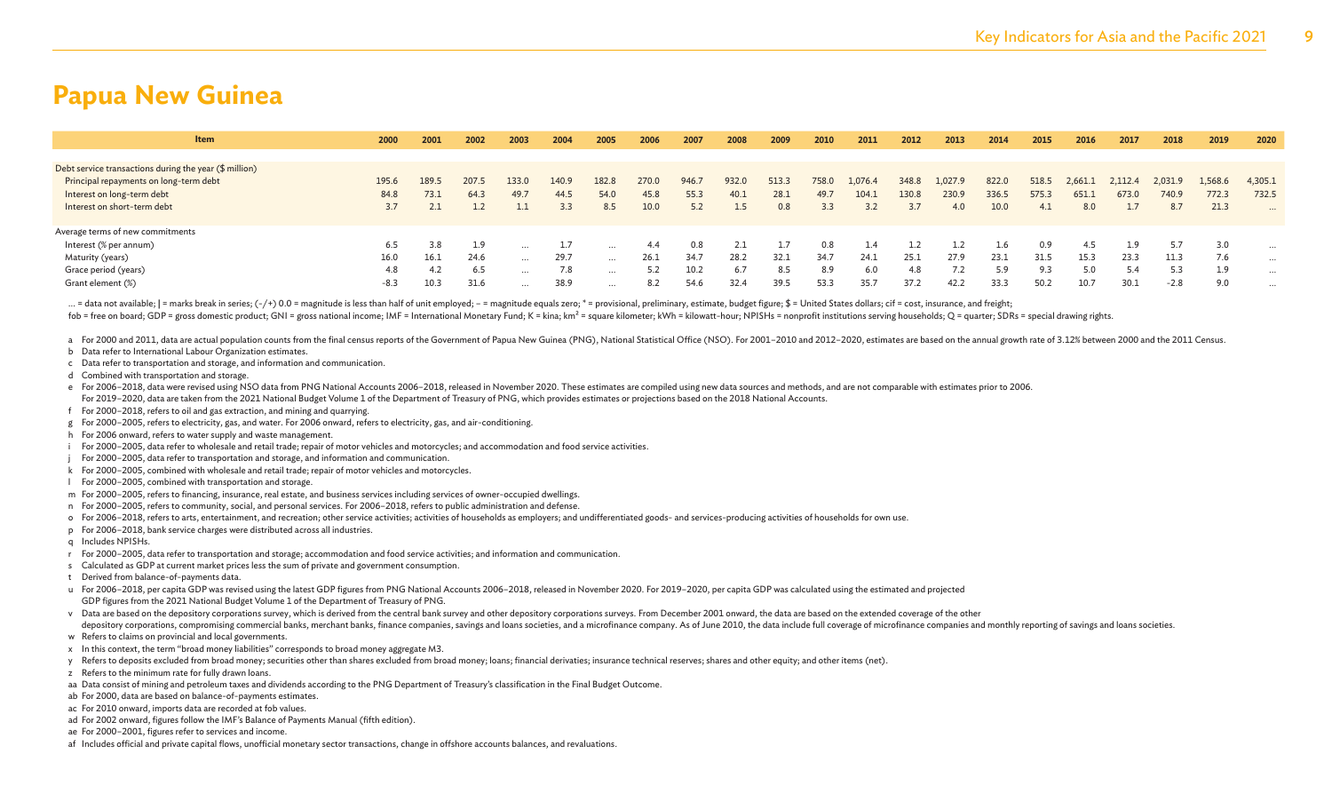# Papua New Guinea

| Item | 2000 | 2001 | 2002 | 2003 | 2004 | 2005 | 2006 | 2007 | 2008 | 2009 | 2010 | 2011 | 2012 | 2013 | 2014 | 2015 | 2016 | 2017 | 2018 | 2019 | 2020 |
|---|---|---|---|---|---|---|---|---|---|---|---|---|---|---|---|---|---|---|---|---|---|
| Debt service transactions during the year ($ million) | | | | | | | | | | | | | | | | | | | | | |
| Principal repayments on long-term debt | 195.6 | 189.5 | 207.5 | 133.0 | 140.9 | 182.8 | 270.0 | 946.7 | 932.0 | 513.3 | 758.0 | 1,076.4 | 348.8 | 1,027.9 | 822.0 | 518.5 | 2,661.1 | 2,112.4 | 2,031.9 | 1,568.6 | 4,305.1 |
| Interest on long-term debt | 84.8 | 73.1 | 64.3 | 49.7 | 44.5 | 54.0 | 45.8 | 55.3 | 40.1 | 28.1 | 49.7 | 104.1 | 130.8 | 230.9 | 336.5 | 575.3 | 651.1 | 673.0 | 740.9 | 772.3 | 732.5 |
| Interest on short-term debt | 3.7 | 2.1 | 1.2 | 1.1 | 3.3 | 8.5 | 10.0 | 5.2 | 1.5 | 0.8 | 3.3 | 3.2 | 3.7 | 4.0 | 10.0 | 4.1 | 8.0 | 1.7 | 8.7 | 21.3 | ... |
| Average terms of new commitments | | | | | | | | | | | | | | | | | | | | | |
| Interest (% per annum) | 6.5 | 3.8 | 1.9 | ... | 1.7 | ... | 4.4 | 0.8 | 2.1 | 1.7 | 0.8 | 1.4 | 1.2 | 1.2 | 1.6 | 0.9 | 4.5 | 1.9 | 5.7 | 3.0 | ... |
| Maturity (years) | 16.0 | 16.1 | 24.6 | ... | 29.7 | ... | 26.1 | 34.7 | 28.2 | 32.1 | 34.7 | 24.1 | 25.1 | 27.9 | 23.1 | 31.5 | 15.3 | 23.3 | 11.3 | 7.6 | ... |
| Grace period (years) | 4.8 | 4.2 | 6.5 | ... | 7.8 | ... | 5.2 | 10.2 | 6.7 | 8.5 | 8.9 | 6.0 | 4.8 | 7.2 | 5.9 | 9.3 | 5.0 | 5.4 | 5.3 | 1.9 | ... |
| Grant element (%) | -8.3 | 10.3 | 31.6 | ... | 38.9 | ... | 8.2 | 54.6 | 32.4 | 39.5 | 53.3 | 35.7 | 37.2 | 42.2 | 33.3 | 50.2 | 10.7 | 30.1 | -2.8 | 9.0 | ... |

... = data not available; | = marks break in series; (-/+) 0.0 = magnitude is less than half of unit employed; – = magnitude equals zero; * = provisional, preliminary, estimate, budget figure; $ = United States dollars; cif = cost, insurance, and freight; fob = free on board; GDP = gross domestic product; GNI = gross national income; IMF = International Monetary Fund; K = kina; km² = square kilometer; kWh = kilowatt-hour; NPISHs = nonprofit institutions serving households; Q = quarter; SDRs = special drawing rights.

a For 2000 and 2011, data are actual population counts from the final census reports of the Government of Papua New Guinea (PNG), National Statistical Office (NSO). For 2001–2010 and 2012–2020, estimates are based on the annual growth rate of 3.12% between 2000 and the 2011 Census.
b Data refer to International Labour Organization estimates.
c Data refer to transportation and storage, and information and communication.
d Combined with transportation and storage.
e For 2006–2018, data were revised using NSO data from PNG National Accounts 2006–2018, released in November 2020. These estimates are compiled using new data sources and methods, and are not comparable with estimates prior to 2006. For 2019–2020, data are taken from the 2021 National Budget Volume 1 of the Department of Treasury of PNG, which provides estimates or projections based on the 2018 National Accounts.
f For 2000–2018, refers to oil and gas extraction, and mining and quarrying.
g For 2000–2005, refers to electricity, gas, and water. For 2006 onward, refers to electricity, gas, and air-conditioning.
h For 2006 onward, refers to water supply and waste management.
i For 2000–2005, data refer to wholesale and retail trade; repair of motor vehicles and motorcycles; and accommodation and food service activities.
j For 2000–2005, data refer to transportation and storage, and information and communication.
k For 2000–2005, combined with wholesale and retail trade; repair of motor vehicles and motorcycles.
l For 2000–2005, combined with transportation and storage.
m For 2000–2005, refers to financing, insurance, real estate, and business services including services of owner-occupied dwellings.
n For 2000–2005, refers to community, social, and personal services. For 2006–2018, refers to public administration and defense.
o For 2006–2018, refers to arts, entertainment, and recreation; other service activities; activities of households as employers; and undifferentiated goods- and services-producing activities of households for own use.
p For 2006–2018, bank service charges were distributed across all industries.
q Includes NPISHs.
r For 2000–2005, data refer to transportation and storage; accommodation and food service activities; and information and communication.
s Calculated as GDP at current market prices less the sum of private and government consumption.
t Derived from balance-of-payments data.
u For 2006–2018, per capita GDP was revised using the latest GDP figures from PNG National Accounts 2006–2018, released in November 2020. For 2019–2020, per capita GDP was calculated using the estimated and projected GDP figures from the 2021 National Budget Volume 1 of the Department of Treasury of PNG.
v Data are based on the depository corporations survey, which is derived from the central bank survey and other depository corporations surveys. From December 2001 onward, the data are based on the extended coverage of the other depository corporations, compromising commercial banks, merchant banks, finance companies, savings and loans societies, and a microfinance company. As of June 2010, the data include full coverage of microfinance companies and monthly reporting of savings and loans societies.
w Refers to claims on provincial and local governments.
x In this context, the term "broad money liabilities" corresponds to broad money aggregate M3.
y Refers to deposits excluded from broad money; securities other than shares excluded from broad money; loans; financial derivatives; insurance technical reserves; shares and other equity; and other items (net).
z Refers to the minimum rate for fully drawn loans.
aa Data consist of mining and petroleum taxes and dividends according to the PNG Department of Treasury's classification in the Final Budget Outcome.
ab For 2000, data are based on balance-of-payments estimates.
ac For 2010 onward, imports data are recorded at fob values.
ad For 2002 onward, figures follow the IMF's Balance of Payments Manual (fifth edition).
ae For 2000–2001, figures refer to services and income.
af Includes official and private capital flows, unofficial monetary sector transactions, change in offshore accounts balances, and revaluations.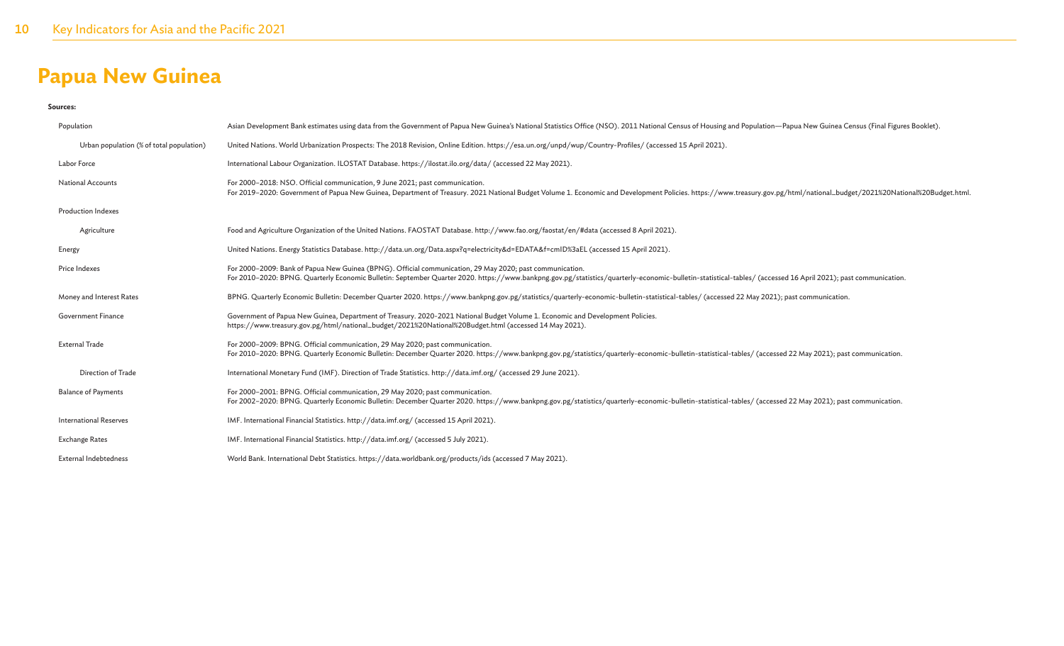# Papua New Guinea

**Sources:**

| | |
|---|---|
| Population | Asian Development Bank estimates using data from the Government of Papua New Guinea's National Statistics Office (NSO). 2011 National Census of Housing and Population—Papua New Guinea Census (Final Figures Booklet). |
| Urban population (% of total population) | United Nations. World Urbanization Prospects: The 2018 Revision, Online Edition. https://esa.un.org/unpd/wup/Country-Profiles/ (accessed 15 April 2021). |
| Labor Force | International Labour Organization. ILOSTAT Database. https://ilostat.ilo.org/data/ (accessed 22 May 2021). |
| National Accounts | For 2000–2018: NSO. Official communication, 9 June 2021; past communication.<br>For 2019–2020: Government of Papua New Guinea, Department of Treasury. 2021 National Budget Volume 1. Economic and Development Policies. https://www.treasury.gov.pg/html/national_budget/2021%20National%20Budget.html. |
| Production Indexes | |
| Agriculture | Food and Agriculture Organization of the United Nations. FAOSTAT Database. http://www.fao.org/faostat/en/#data (accessed 8 April 2021). |
| Energy | United Nations. Energy Statistics Database. http://data.un.org/Data.aspx?q=electricity&d=EDATA&f=cmID%3aEL (accessed 15 April 2021). |
| Price Indexes | For 2000–2009: Bank of Papua New Guinea (BPNG). Official communication, 29 May 2020; past communication.<br>For 2010–2020: BPNG. Quarterly Economic Bulletin: September Quarter 2020. https://www.bankpng.gov.pg/statistics/quarterly-economic-bulletin-statistical-tables/ (accessed 16 April 2021); past communication. |
| Money and Interest Rates | BPNG. Quarterly Economic Bulletin: December Quarter 2020. https://www.bankpng.gov.pg/statistics/quarterly-economic-bulletin-statistical-tables/ (accessed 22 May 2021); past communication. |
| Government Finance | Government of Papua New Guinea, Department of Treasury. 2020-2021 National Budget Volume 1. Economic and Development Policies.<br>https://www.treasury.gov.pg/html/national_budget/2021%20National%20Budget.html (accessed 14 May 2021). |
| External Trade | For 2000–2009: BPNG. Official communication, 29 May 2020; past communication.<br>For 2010–2020: BPNG. Quarterly Economic Bulletin: December Quarter 2020. https://www.bankpng.gov.pg/statistics/quarterly-economic-bulletin-statistical-tables/ (accessed 22 May 2021); past communication. |
| Direction of Trade | International Monetary Fund (IMF). Direction of Trade Statistics. http://data.imf.org/ (accessed 29 June 2021). |
| Balance of Payments | For 2000–2001: BPNG. Official communication, 29 May 2020; past communication.<br>For 2002–2020: BPNG. Quarterly Economic Bulletin: December Quarter 2020. https://www.bankpng.gov.pg/statistics/quarterly-economic-bulletin-statistical-tables/ (accessed 22 May 2021); past communication. |
| International Reserves | IMF. International Financial Statistics. http://data.imf.org/ (accessed 15 April 2021). |
| Exchange Rates | IMF. International Financial Statistics. http://data.imf.org/ (accessed 5 July 2021). |
| External Indebtedness | World Bank. International Debt Statistics. https://data.worldbank.org/products/ids (accessed 7 May 2021). |